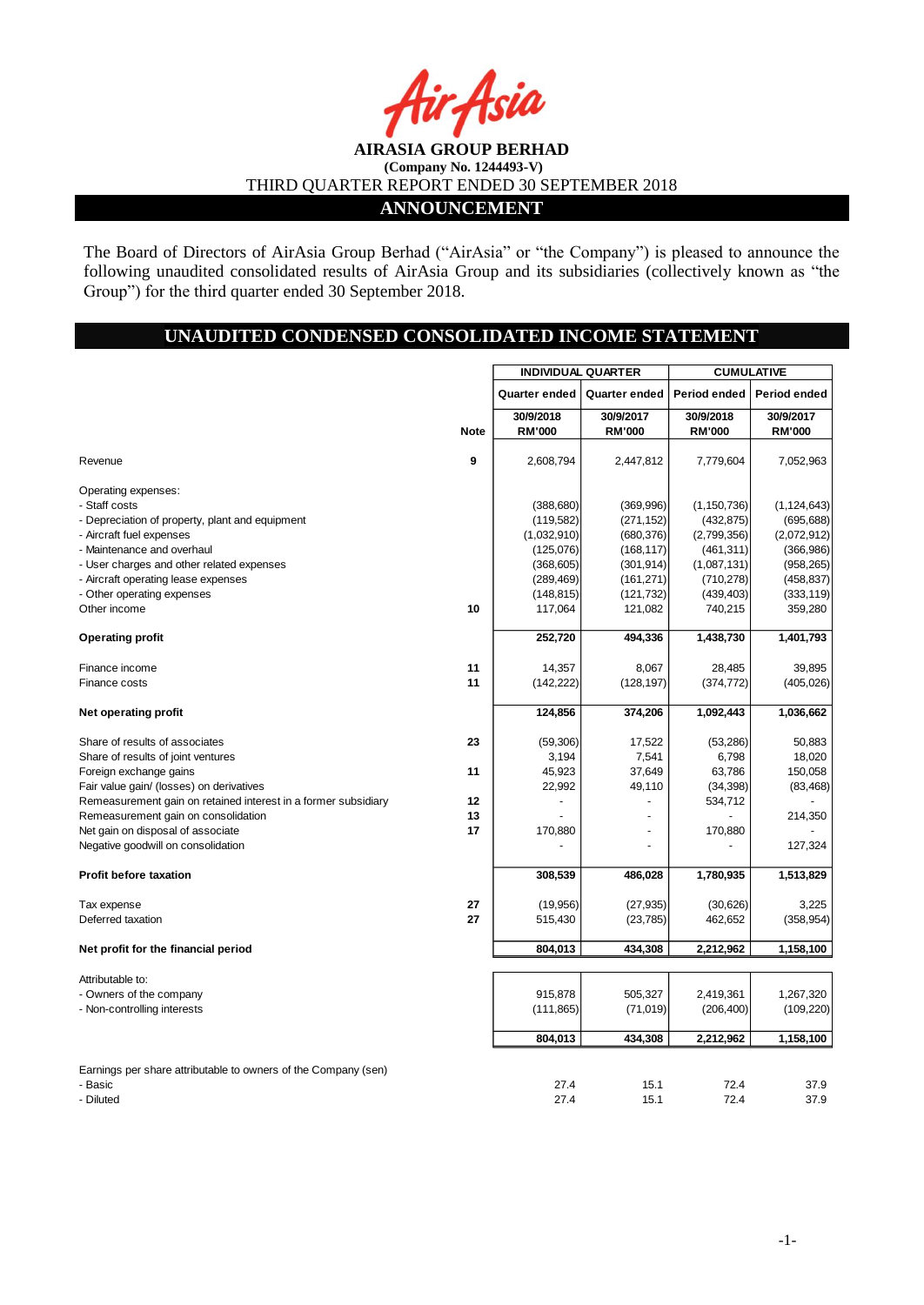**AIRASIA GROUP BERHAD**

**(Company No. 1244493-V)**

THIRD QUARTER REPORT ENDED 30 SEPTEMBER 2018

## ANNOUNCEMENT

The Board of Directors of AirAsia Group Berhad ("AirAsia" or "the Company") is pleased to announce the following unaudited consolidated results of AirAsia Group and its subsidiaries (collectively known as "the Group") for the third quarter ended 30 September 2018.

## UNAUDITED CONDENSED CONSOLIDATED INCOME STATEMENT

| | | INDIVIDUAL QUARTER | | CUMULATIVE | |
|---|---|---|---|---|---|
| | | Quarter ended | Quarter ended | Period ended | Period ended |
| | Note | 30/9/2018 RM'000 | 30/9/2017 RM'000 | 30/9/2018 RM'000 | 30/9/2017 RM'000 |
| Revenue | 9 | 2,608,794 | 2,447,812 | 7,779,604 | 7,052,963 |
| Operating expenses: | | | | | |
| - Staff costs | | (388,680) | (369,996) | (1,150,736) | (1,124,643) |
| - Depreciation of property, plant and equipment | | (119,582) | (271,152) | (432,875) | (695,688) |
| - Aircraft fuel expenses | | (1,032,910) | (680,376) | (2,799,356) | (2,072,912) |
| - Maintenance and overhaul | | (125,076) | (168,117) | (461,311) | (366,986) |
| - User charges and other related expenses | | (368,605) | (301,914) | (1,087,131) | (958,265) |
| - Aircraft operating lease expenses | | (289,469) | (161,271) | (710,278) | (458,837) |
| - Other operating expenses | | (148,815) | (121,732) | (439,403) | (333,119) |
| Other income | 10 | 117,064 | 121,082 | 740,215 | 359,280 |
| **Operating profit** | | **252,720** | **494,336** | **1,438,730** | **1,401,793** |
| Finance income | 11 | 14,357 | 8,067 | 28,485 | 39,895 |
| Finance costs | 11 | (142,222) | (128,197) | (374,772) | (405,026) |
| **Net operating profit** | | **124,856** | **374,206** | **1,092,443** | **1,036,662** |
| Share of results of associates | 23 | (59,306) | 17,522 | (53,286) | 50,883 |
| Share of results of joint ventures | | 3,194 | 7,541 | 6,798 | 18,020 |
| Foreign exchange gains | 11 | 45,923 | 37,649 | 63,786 | 150,058 |
| Fair value gain/ (losses) on derivatives | | 22,992 | 49,110 | (34,398) | (83,468) |
| Remeasurement gain on retained interest in a former subsidiary | 12 | - | - | 534,712 | - |
| Remeasurement gain on consolidation | 13 | - | - | - | 214,350 |
| Net gain on disposal of associate | 17 | 170,880 | - | 170,880 | - |
| Negative goodwill on consolidation | | - | - | - | 127,324 |
| **Profit before taxation** | | **308,539** | **486,028** | **1,780,935** | **1,513,829** |
| Tax expense | 27 | (19,956) | (27,935) | (30,626) | 3,225 |
| Deferred taxation | 27 | 515,430 | (23,785) | 462,652 | (358,954) |
| **Net profit for the financial period** | | **804,013** | **434,308** | **2,212,962** | **1,158,100** |
| Attributable to: | | | | | |
| - Owners of the company | | 915,878 | 505,327 | 2,419,361 | 1,267,320 |
| - Non-controlling interests | | (111,865) | (71,019) | (206,400) | (109,220) |
| | | **804,013** | **434,308** | **2,212,962** | **1,158,100** |
| Earnings per share attributable to owners of the Company (sen) | | | | | |
| - Basic | | 27.4 | 15.1 | 72.4 | 37.9 |
| - Diluted | | 27.4 | 15.1 | 72.4 | 37.9 |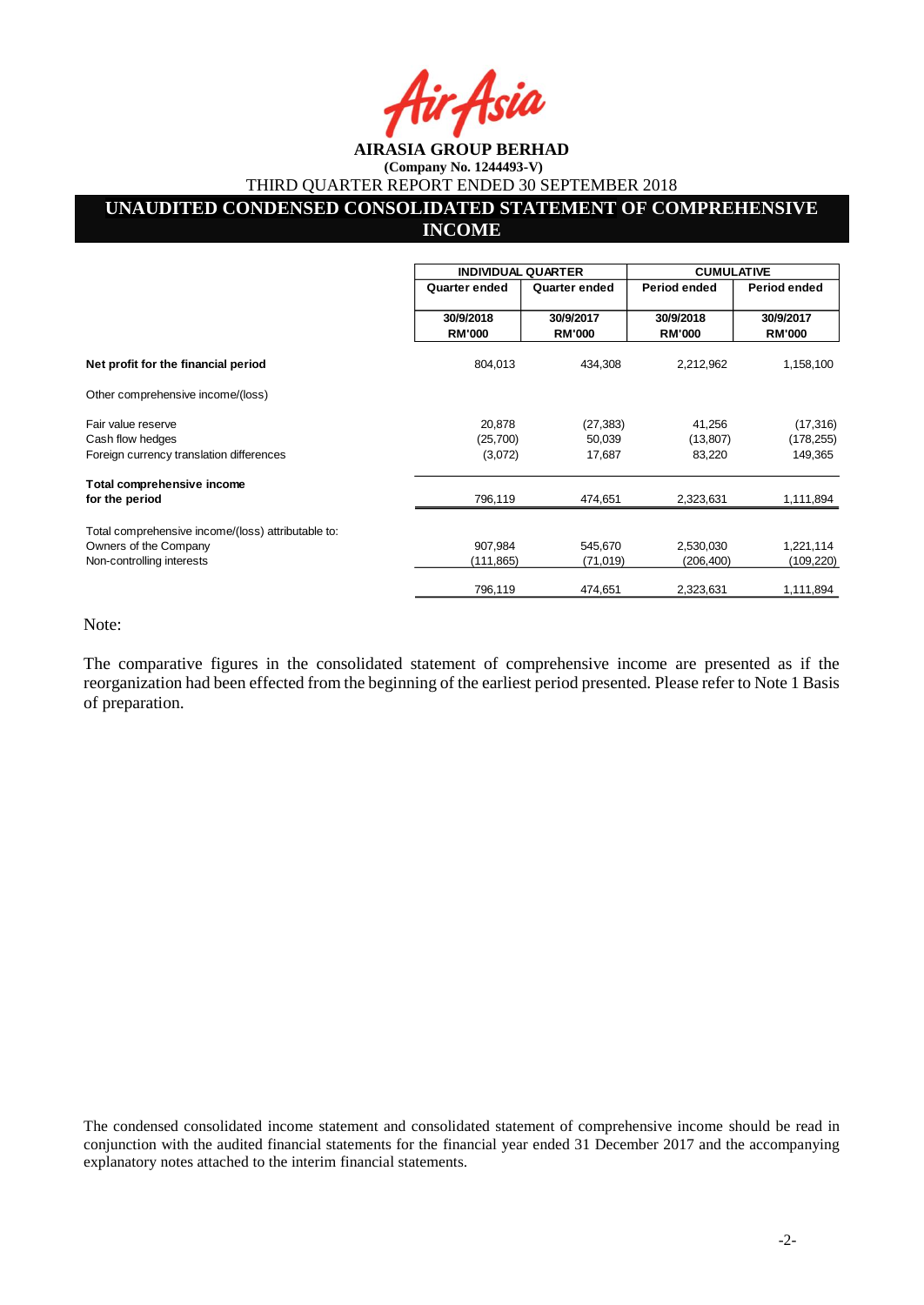**AIRASIA GROUP BERHAD**

**(Company No. 1244493-V)**

THIRD QUARTER REPORT ENDED 30 SEPTEMBER 2018

## UNAUDITED CONDENSED CONSOLIDATED STATEMENT OF COMPREHENSIVE INCOME

| | INDIVIDUAL QUARTER | | CUMULATIVE | |
|---|---|---|---|---|
| | Quarter ended | Quarter ended | Period ended | Period ended |
| | 30/9/2018 RM'000 | 30/9/2017 RM'000 | 30/9/2018 RM'000 | 30/9/2017 RM'000 |
| **Net profit for the financial period** | 804,013 | 434,308 | 2,212,962 | 1,158,100 |
| Other comprehensive income/(loss) | | | | |
| Fair value reserve | 20,878 | (27,383) | 41,256 | (17,316) |
| Cash flow hedges | (25,700) | 50,039 | (13,807) | (178,255) |
| Foreign currency translation differences | (3,072) | 17,687 | 83,220 | 149,365 |
| **Total comprehensive income for the period** | 796,119 | 474,651 | 2,323,631 | 1,111,894 |
| Total comprehensive income/(loss) attributable to: | | | | |
| Owners of the Company | 907,984 | 545,670 | 2,530,030 | 1,221,114 |
| Non-controlling interests | (111,865) | (71,019) | (206,400) | (109,220) |
| | 796,119 | 474,651 | 2,323,631 | 1,111,894 |

Note:

The comparative figures in the consolidated statement of comprehensive income are presented as if the reorganization had been effected from the beginning of the earliest period presented. Please refer to Note 1 Basis of preparation.

The condensed consolidated income statement and consolidated statement of comprehensive income should be read in conjunction with the audited financial statements for the financial year ended 31 December 2017 and the accompanying explanatory notes attached to the interim financial statements.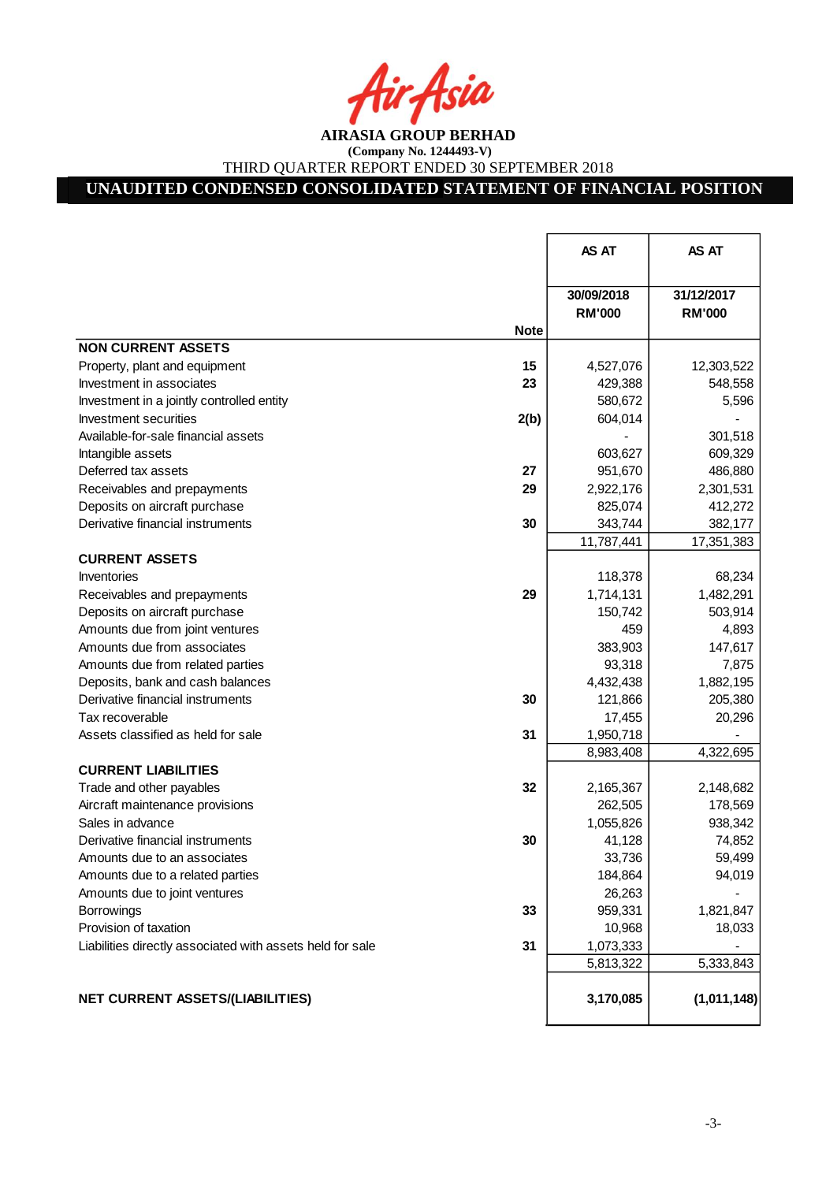AirAsia

**AIRASIA GROUP BERHAD**
**(Company No. 1244493-V)**
THIRD QUARTER REPORT ENDED 30 SEPTEMBER 2018

# UNAUDITED CONDENSED CONSOLIDATED STATEMENT OF FINANCIAL POSITION

| | Note | AS AT 30/09/2018 RM'000 | AS AT 31/12/2017 RM'000 |
|---|---|---|---|
| **NON CURRENT ASSETS** | | | |
| Property, plant and equipment | 15 | 4,527,076 | 12,303,522 |
| Investment in associates | 23 | 429,388 | 548,558 |
| Investment in a jointly controlled entity | | 580,672 | 5,596 |
| Investment securities | 2(b) | 604,014 | - |
| Available-for-sale financial assets | | - | 301,518 |
| Intangible assets | | 603,627 | 609,329 |
| Deferred tax assets | 27 | 951,670 | 486,880 |
| Receivables and prepayments | 29 | 2,922,176 | 2,301,531 |
| Deposits on aircraft purchase | | 825,074 | 412,272 |
| Derivative financial instruments | 30 | 343,744 | 382,177 |
| | | 11,787,441 | 17,351,383 |
| **CURRENT ASSETS** | | | |
| Inventories | | 118,378 | 68,234 |
| Receivables and prepayments | 29 | 1,714,131 | 1,482,291 |
| Deposits on aircraft purchase | | 150,742 | 503,914 |
| Amounts due from joint ventures | | 459 | 4,893 |
| Amounts due from associates | | 383,903 | 147,617 |
| Amounts due from related parties | | 93,318 | 7,875 |
| Deposits, bank and cash balances | | 4,432,438 | 1,882,195 |
| Derivative financial instruments | 30 | 121,866 | 205,380 |
| Tax recoverable | | 17,455 | 20,296 |
| Assets classified as held for sale | 31 | 1,950,718 | - |
| | | 8,983,408 | 4,322,695 |
| **CURRENT LIABILITIES** | | | |
| Trade and other payables | 32 | 2,165,367 | 2,148,682 |
| Aircraft maintenance provisions | | 262,505 | 178,569 |
| Sales in advance | | 1,055,826 | 938,342 |
| Derivative financial instruments | 30 | 41,128 | 74,852 |
| Amounts due to an associates | | 33,736 | 59,499 |
| Amounts due to a related parties | | 184,864 | 94,019 |
| Amounts due to joint ventures | | 26,263 | - |
| Borrowings | 33 | 959,331 | 1,821,847 |
| Provision of taxation | | 10,968 | 18,033 |
| Liabilities directly associated with assets held for sale | 31 | 1,073,333 | - |
| | | 5,813,322 | 5,333,843 |
| **NET CURRENT ASSETS/(LIABILITIES)** | | **3,170,085** | **(1,011,148)** |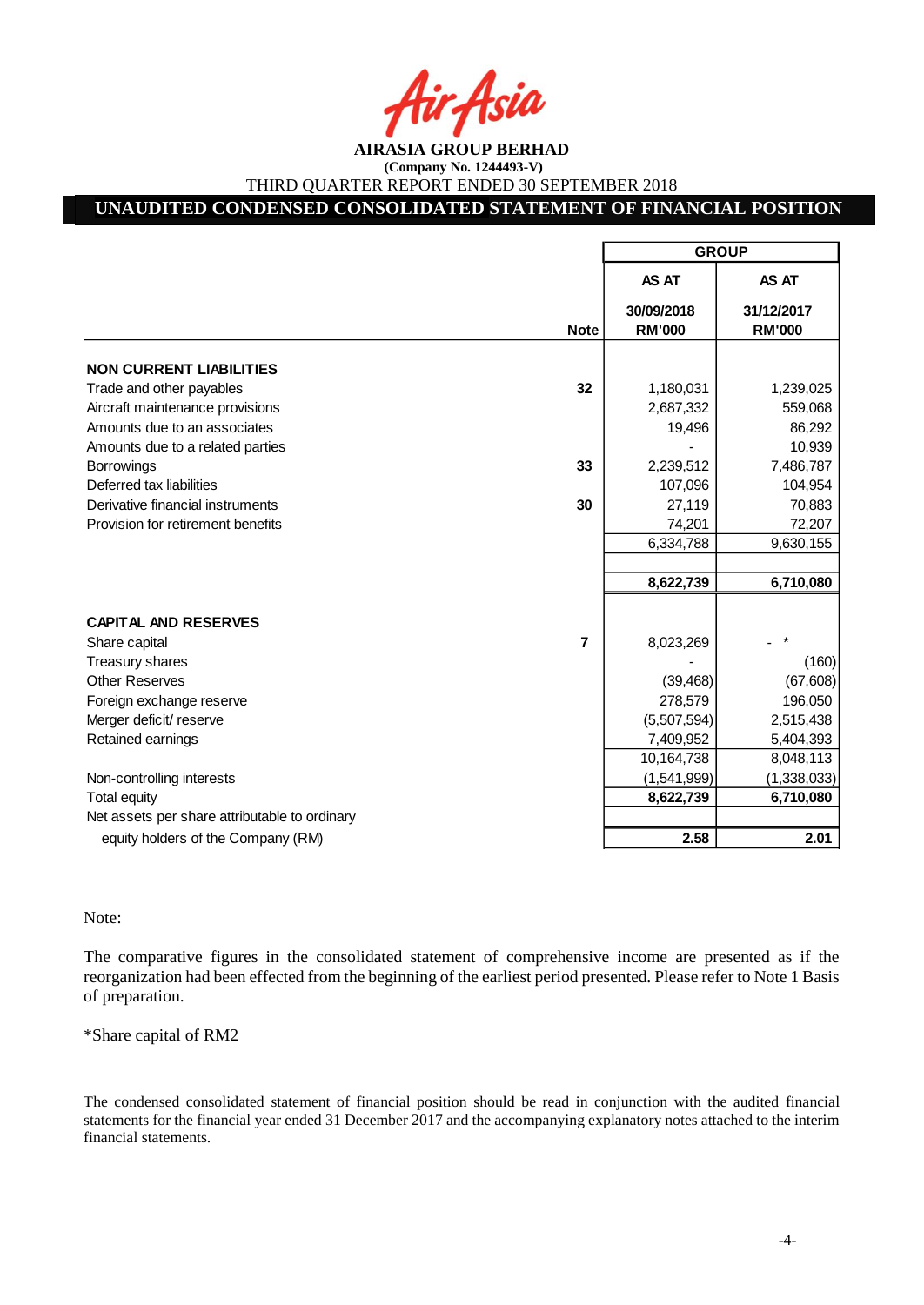**AIRASIA GROUP BERHAD**

**(Company No. 1244493-V)**

THIRD QUARTER REPORT ENDED 30 SEPTEMBER 2018

## UNAUDITED CONDENSED CONSOLIDATED STATEMENT OF FINANCIAL POSITION

| | | GROUP | |
|---|---|---|---|
| | | AS AT | AS AT |
| | **Note** | **30/09/2018 RM'000** | **31/12/2017 RM'000** |
| **NON CURRENT LIABILITIES** | | | |
| Trade and other payables | **32** | 1,180,031 | 1,239,025 |
| Aircraft maintenance provisions | | 2,687,332 | 559,068 |
| Amounts due to an associates | | 19,496 | 86,292 |
| Amounts due to a related parties | | - | 10,939 |
| Borrowings | **33** | 2,239,512 | 7,486,787 |
| Deferred tax liabilities | | 107,096 | 104,954 |
| Derivative financial instruments | **30** | 27,119 | 70,883 |
| Provision for retirement benefits | | 74,201 | 72,207 |
| | | 6,334,788 | 9,630,155 |
| | | **8,622,739** | **6,710,080** |
| **CAPITAL AND RESERVES** | | | |
| Share capital | **7** | 8,023,269 | - * |
| Treasury shares | | - | (160) |
| Other Reserves | | (39,468) | (67,608) |
| Foreign exchange reserve | | 278,579 | 196,050 |
| Merger deficit/ reserve | | (5,507,594) | 2,515,438 |
| Retained earnings | | 7,409,952 | 5,404,393 |
| | | 10,164,738 | 8,048,113 |
| Non-controlling interests | | (1,541,999) | (1,338,033) |
| Total equity | | **8,622,739** | **6,710,080** |
| Net assets per share attributable to ordinary equity holders of the Company (RM) | | **2.58** | **2.01** |

Note:

The comparative figures in the consolidated statement of comprehensive income are presented as if the reorganization had been effected from the beginning of the earliest period presented. Please refer to Note 1 Basis of preparation.

*Share capital of RM2

The condensed consolidated statement of financial position should be read in conjunction with the audited financial statements for the financial year ended 31 December 2017 and the accompanying explanatory notes attached to the interim financial statements.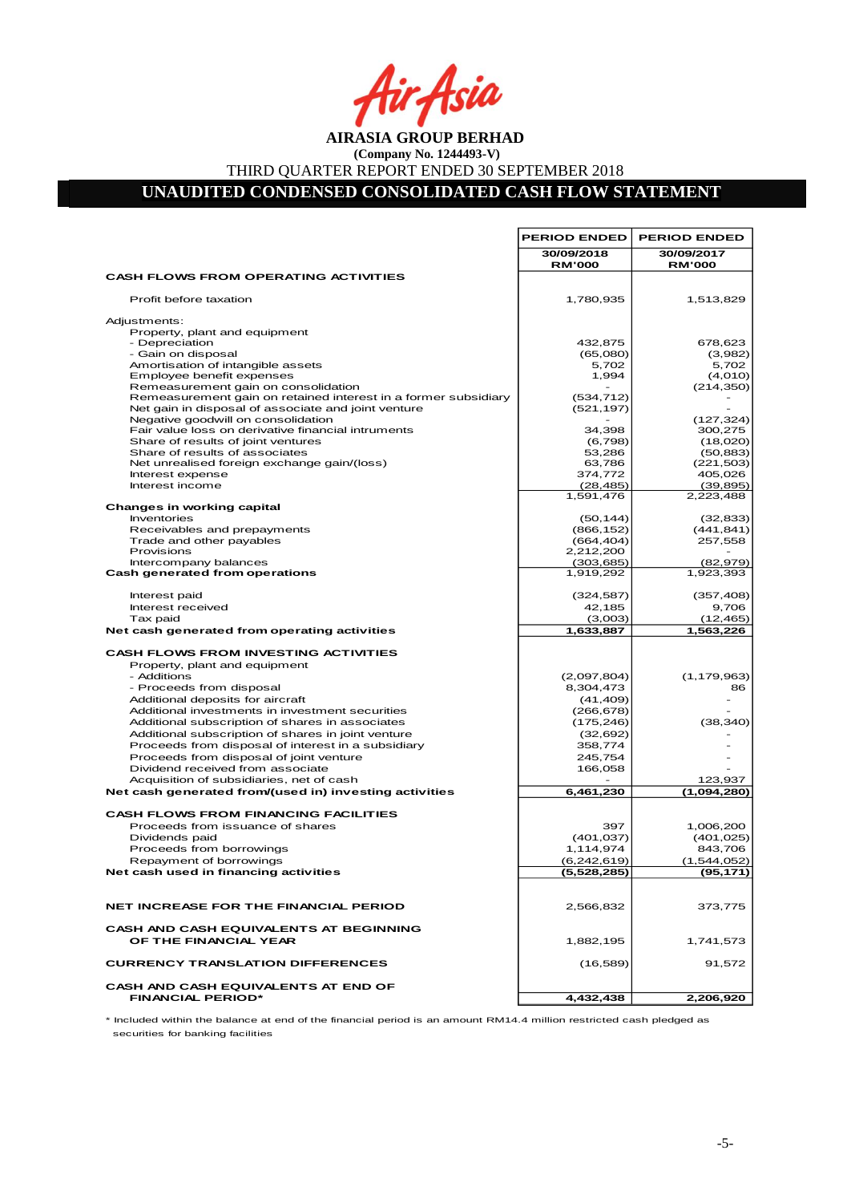**AIRASIA GROUP BERHAD**

**(Company No. 1244493-V)**

THIRD QUARTER REPORT ENDED 30 SEPTEMBER 2018

## UNAUDITED CONDENSED CONSOLIDATED CASH FLOW STATEMENT

| | PERIOD ENDED 30/09/2018 RM'000 | PERIOD ENDED 30/09/2017 RM'000 |
|---|---|---|
| **CASH FLOWS FROM OPERATING ACTIVITIES** | | |
| Profit before taxation | 1,780,935 | 1,513,829 |
| Adjustments: | | |
| Property, plant and equipment | | |
| - Depreciation | 432,875 | 678,623 |
| - Gain on disposal | (65,080) | (3,982) |
| Amortisation of intangible assets | 5,702 | 5,702 |
| Employee benefit expenses | 1,994 | (4,010) |
| Remeasurement gain on consolidation | - | (214,350) |
| Remeasurement gain on retained interest in a former subsidiary | (534,712) | - |
| Net gain in disposal of associate and joint venture | (521,197) | - |
| Negative goodwill on consolidation | - | (127,324) |
| Fair value loss on derivative financial intruments | 34,398 | 300,275 |
| Share of results of joint ventures | (6,798) | (18,020) |
| Share of results of associates | 53,286 | (50,883) |
| Net unrealised foreign exchange gain/(loss) | 63,786 | (221,503) |
| Interest expense | 374,772 | 405,026 |
| Interest income | (28,485) | (39,895) |
| | 1,591,476 | 2,223,488 |
| **Changes in working capital** | | |
| Inventories | (50,144) | (32,833) |
| Receivables and prepayments | (866,152) | (441,841) |
| Trade and other payables | (664,404) | 257,558 |
| Provisions | 2,212,200 | - |
| Intercompany balances | (303,685) | (82,979) |
| **Cash generated from operations** | 1,919,292 | 1,923,393 |
| Interest paid | (324,587) | (357,408) |
| Interest received | 42,185 | 9,706 |
| Tax paid | (3,003) | (12,465) |
| **Net cash generated from operating activities** | **1,633,887** | **1,563,226** |
| **CASH FLOWS FROM INVESTING ACTIVITIES** | | |
| Property, plant and equipment | | |
| - Additions | (2,097,804) | (1,179,963) |
| - Proceeds from disposal | 8,304,473 | 86 |
| Additional deposits for aircraft | (41,409) | - |
| Additional investments in investment securities | (266,678) | - |
| Additional subscription of shares in associates | (175,246) | (38,340) |
| Additional subscription of shares in joint venture | (32,692) | - |
| Proceeds from disposal of interest in a subsidiary | 358,774 | - |
| Proceeds from disposal of joint venture | 245,754 | - |
| Dividend received from associate | 166,058 | - |
| Acquisition of subsidiaries, net of cash | - | 123,937 |
| **Net cash generated from/(used in) investing activities** | **6,461,230** | **(1,094,280)** |
| **CASH FLOWS FROM FINANCING FACILITIES** | | |
| Proceeds from issuance of shares | 397 | 1,006,200 |
| Dividends paid | (401,037) | (401,025) |
| Proceeds from borrowings | 1,114,974 | 843,706 |
| Repayment of borrowings | (6,242,619) | (1,544,052) |
| **Net cash used in financing activities** | **(5,528,285)** | **(95,171)** |
| **NET INCREASE FOR THE FINANCIAL PERIOD** | 2,566,832 | 373,775 |
| **CASH AND CASH EQUIVALENTS AT BEGINNING OF THE FINANCIAL YEAR** | 1,882,195 | 1,741,573 |
| **CURRENCY TRANSLATION DIFFERENCES** | (16,589) | 91,572 |
| **CASH AND CASH EQUIVALENTS AT END OF FINANCIAL PERIOD*** | **4,432,438** | **2,206,920** |

* Included within the balance at end of the financial period is an amount RM14.4 million restricted cash pledged as securities for banking facilities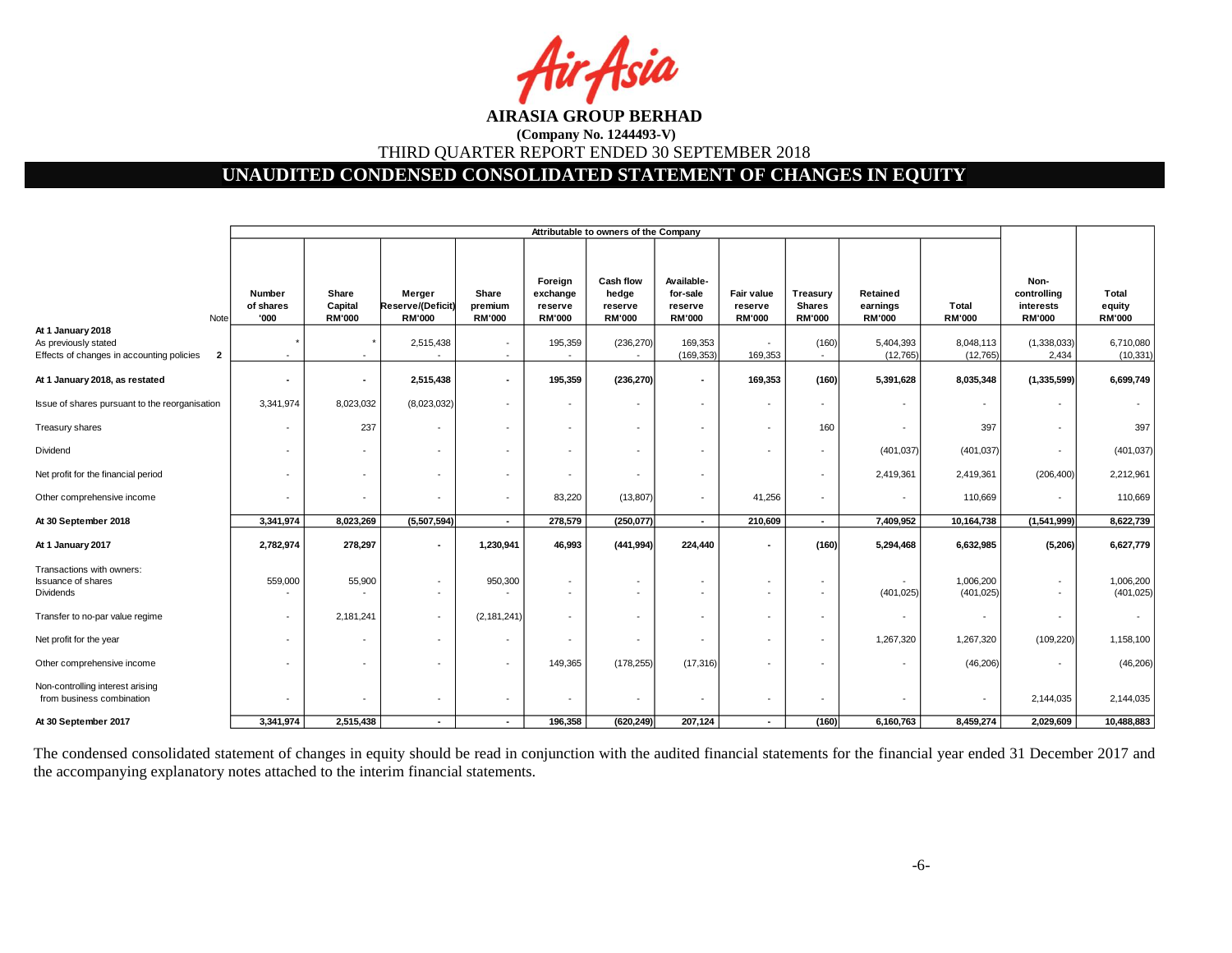**AIRASIA GROUP BERHAD**

**(Company No. 1244493-V)**

THIRD QUARTER REPORT ENDED 30 SEPTEMBER 2018

## UNAUDITED CONDENSED CONSOLIDATED STATEMENT OF CHANGES IN EQUITY

| | Note | Attributable to owners of the Company | | | | | | | | | | | | |
|---|---|---|---|---|---|---|---|---|---|---|---|---|---|---|
| | | Number of shares '000 | Share Capital RM'000 | Merger Reserve/(Deficit) RM'000 | Share premium RM'000 | Foreign exchange reserve RM'000 | Cash flow hedge reserve RM'000 | Available-for-sale reserve RM'000 | Fair value reserve RM'000 | Treasury Shares RM'000 | Retained earnings RM'000 | Total RM'000 | Non-controlling interests RM'000 | Total equity RM'000 |
| **At 1 January 2018** | | | | | | | | | | | | | | |
| As previously stated | | * | * | 2,515,438 | - | 195,359 | (236,270) | 169,353 | - | (160) | 5,404,393 | 8,048,113 | (1,338,033) | 6,710,080 |
| Effects of changes in accounting policies | 2 | - | - | - | - | - | - | (169,353) | 169,353 | - | (12,765) | (12,765) | 2,434 | (10,331) |
| **At 1 January 2018, as restated** | | **-** | **-** | **2,515,438** | **-** | **195,359** | **(236,270)** | **-** | **169,353** | **(160)** | **5,391,628** | **8,035,348** | **(1,335,599)** | **6,699,749** |
| Issue of shares pursuant to the reorganisation | | 3,341,974 | 8,023,032 | (8,023,032) | - | - | - | - | - | - | - | - | - | - |
| Treasury shares | | - | 237 | - | - | - | - | - | - | 160 | - | 397 | - | 397 |
| Dividend | | - | - | - | - | - | - | - | - | - | (401,037) | (401,037) | - | (401,037) |
| Net profit for the financial period | | - | - | - | - | - | - | - | | - | 2,419,361 | 2,419,361 | (206,400) | 2,212,961 |
| Other comprehensive income | | - | - | - | - | 83,220 | (13,807) | - | 41,256 | - | - | 110,669 | - | 110,669 |
| **At 30 September 2018** | | **3,341,974** | **8,023,269** | **(5,507,594)** | **-** | **278,579** | **(250,077)** | **-** | **210,609** | **-** | **7,409,952** | **10,164,738** | **(1,541,999)** | **8,622,739** |
| **At 1 January 2017** | | **2,782,974** | **278,297** | **-** | **1,230,941** | **46,993** | **(441,994)** | **224,440** | **-** | **(160)** | **5,294,468** | **6,632,985** | **(5,206)** | **6,627,779** |
| Transactions with owners: | | | | | | | | | | | | | | |
| Issuance of shares | | 559,000 | 55,900 | - | 950,300 | - | - | - | - | - | - | 1,006,200 | - | 1,006,200 |
| Dividends | | - | - | - | - | - | - | - | - | - | (401,025) | (401,025) | - | (401,025) |
| Transfer to no-par value regime | | - | 2,181,241 | - | (2,181,241) | - | - | - | - | - | - | - | - | - |
| Net profit for the year | | - | - | - | - | - | - | - | - | - | 1,267,320 | 1,267,320 | (109,220) | 1,158,100 |
| Other comprehensive income | | - | - | - | - | 149,365 | (178,255) | (17,316) | - | - | - | (46,206) | - | (46,206) |
| Non-controlling interest arising from business combination | | - | - | - | - | - | - | - | - | - | - | - | 2,144,035 | 2,144,035 |
| **At 30 September 2017** | | **3,341,974** | **2,515,438** | **-** | **-** | **196,358** | **(620,249)** | **207,124** | **-** | **(160)** | **6,160,763** | **8,459,274** | **2,029,609** | **10,488,883** |

The condensed consolidated statement of changes in equity should be read in conjunction with the audited financial statements for the financial year ended 31 December 2017 and the accompanying explanatory notes attached to the interim financial statements.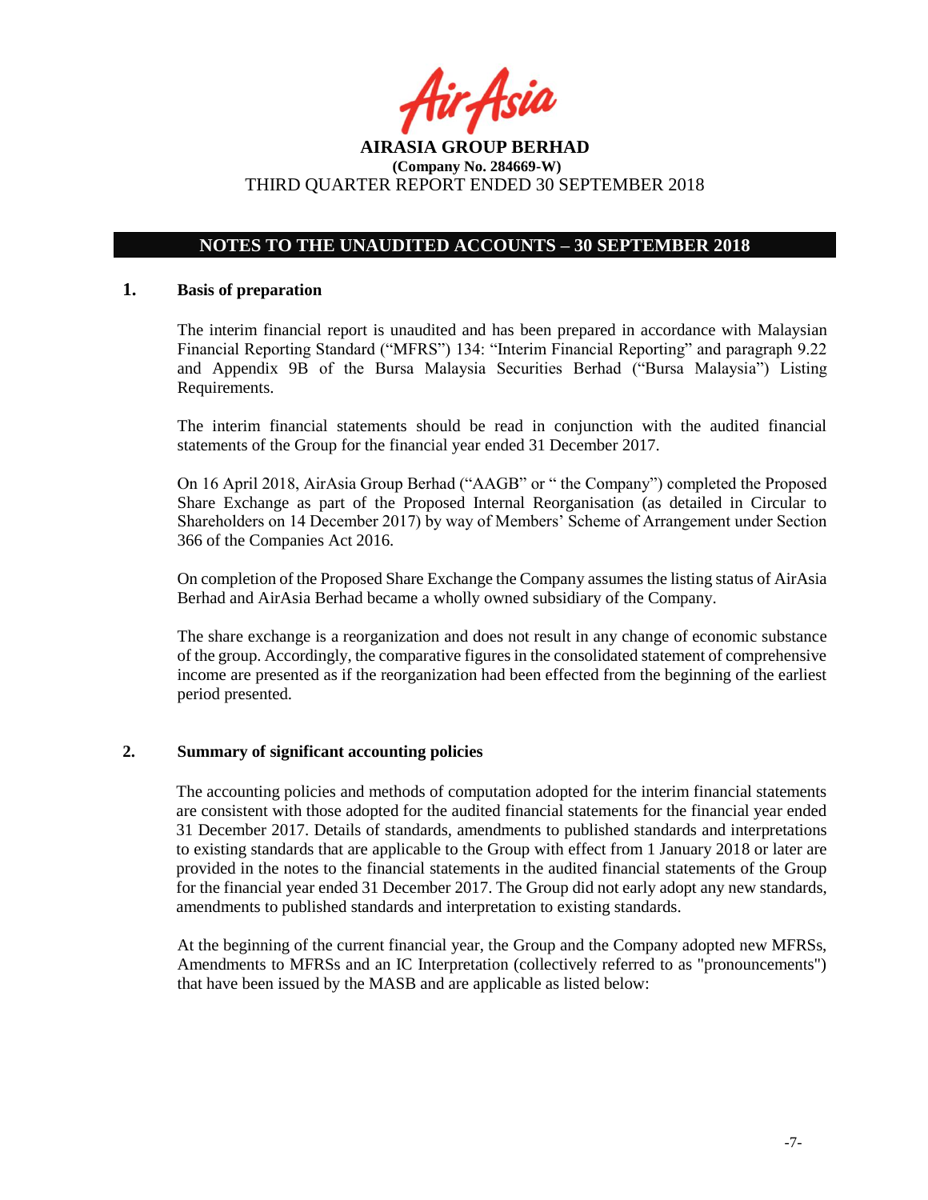## NOTES TO THE UNAUDITED ACCOUNTS – 30 SEPTEMBER 2018

### 1. Basis of preparation

The interim financial report is unaudited and has been prepared in accordance with Malaysian Financial Reporting Standard ("MFRS") 134: "Interim Financial Reporting" and paragraph 9.22 and Appendix 9B of the Bursa Malaysia Securities Berhad ("Bursa Malaysia") Listing Requirements.

The interim financial statements should be read in conjunction with the audited financial statements of the Group for the financial year ended 31 December 2017.

On 16 April 2018, AirAsia Group Berhad ("AAGB" or " the Company") completed the Proposed Share Exchange as part of the Proposed Internal Reorganisation (as detailed in Circular to Shareholders on 14 December 2017) by way of Members' Scheme of Arrangement under Section 366 of the Companies Act 2016.

On completion of the Proposed Share Exchange the Company assumes the listing status of AirAsia Berhad and AirAsia Berhad became a wholly owned subsidiary of the Company.

The share exchange is a reorganization and does not result in any change of economic substance of the group. Accordingly, the comparative figures in the consolidated statement of comprehensive income are presented as if the reorganization had been effected from the beginning of the earliest period presented.

### 2. Summary of significant accounting policies

The accounting policies and methods of computation adopted for the interim financial statements are consistent with those adopted for the audited financial statements for the financial year ended 31 December 2017. Details of standards, amendments to published standards and interpretations to existing standards that are applicable to the Group with effect from 1 January 2018 or later are provided in the notes to the financial statements in the audited financial statements of the Group for the financial year ended 31 December 2017. The Group did not early adopt any new standards, amendments to published standards and interpretation to existing standards.

At the beginning of the current financial year, the Group and the Company adopted new MFRSs, Amendments to MFRSs and an IC Interpretation (collectively referred to as "pronouncements") that have been issued by the MASB and are applicable as listed below: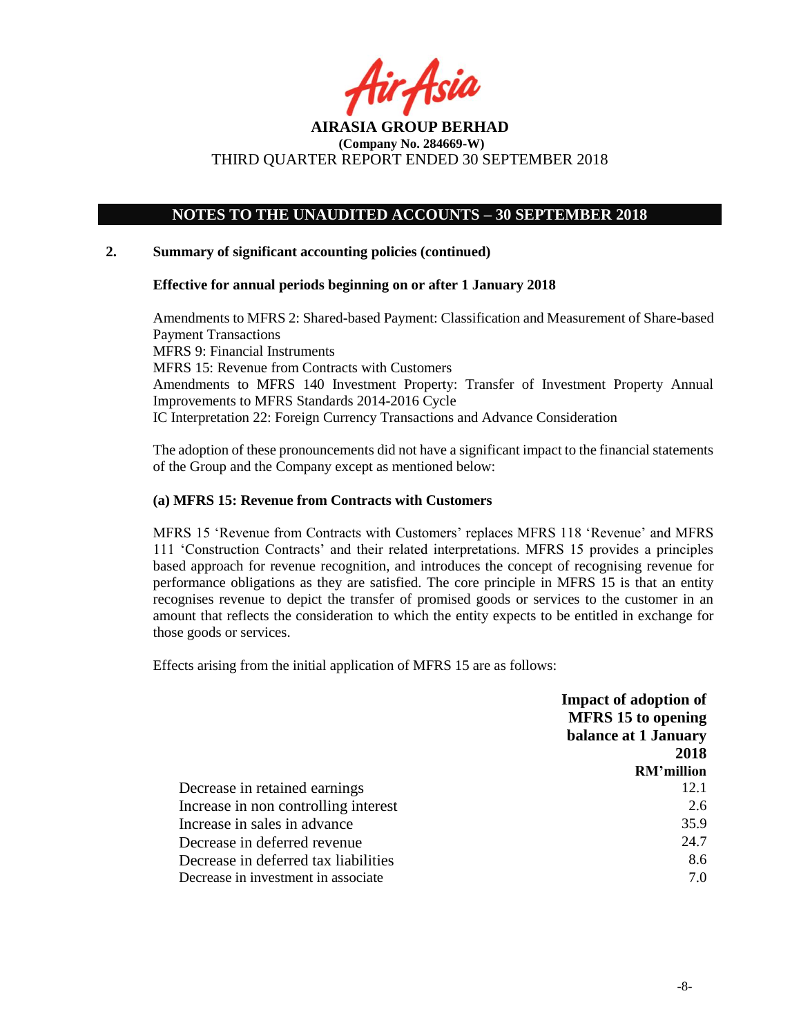## NOTES TO THE UNAUDITED ACCOUNTS – 30 SEPTEMBER 2018

**2. Summary of significant accounting policies (continued)**

**Effective for annual periods beginning on or after 1 January 2018**

Amendments to MFRS 2: Shared-based Payment: Classification and Measurement of Share-based Payment Transactions
MFRS 9: Financial Instruments
MFRS 15: Revenue from Contracts with Customers
Amendments to MFRS 140 Investment Property: Transfer of Investment Property Annual Improvements to MFRS Standards 2014-2016 Cycle
IC Interpretation 22: Foreign Currency Transactions and Advance Consideration

The adoption of these pronouncements did not have a significant impact to the financial statements of the Group and the Company except as mentioned below:

**(a) MFRS 15: Revenue from Contracts with Customers**

MFRS 15 'Revenue from Contracts with Customers' replaces MFRS 118 'Revenue' and MFRS 111 'Construction Contracts' and their related interpretations. MFRS 15 provides a principles based approach for revenue recognition, and introduces the concept of recognising revenue for performance obligations as they are satisfied. The core principle in MFRS 15 is that an entity recognises revenue to depict the transfer of promised goods or services to the customer in an amount that reflects the consideration to which the entity expects to be entitled in exchange for those goods or services.

Effects arising from the initial application of MFRS 15 are as follows:

| | Impact of adoption of MFRS 15 to opening balance at 1 January 2018 |
|---|---|
| | RM'million |
| Decrease in retained earnings | 12.1 |
| Increase in non controlling interest | 2.6 |
| Increase in sales in advance | 35.9 |
| Decrease in deferred revenue | 24.7 |
| Decrease in deferred tax liabilities | 8.6 |
| Decrease in investment in associate | 7.0 |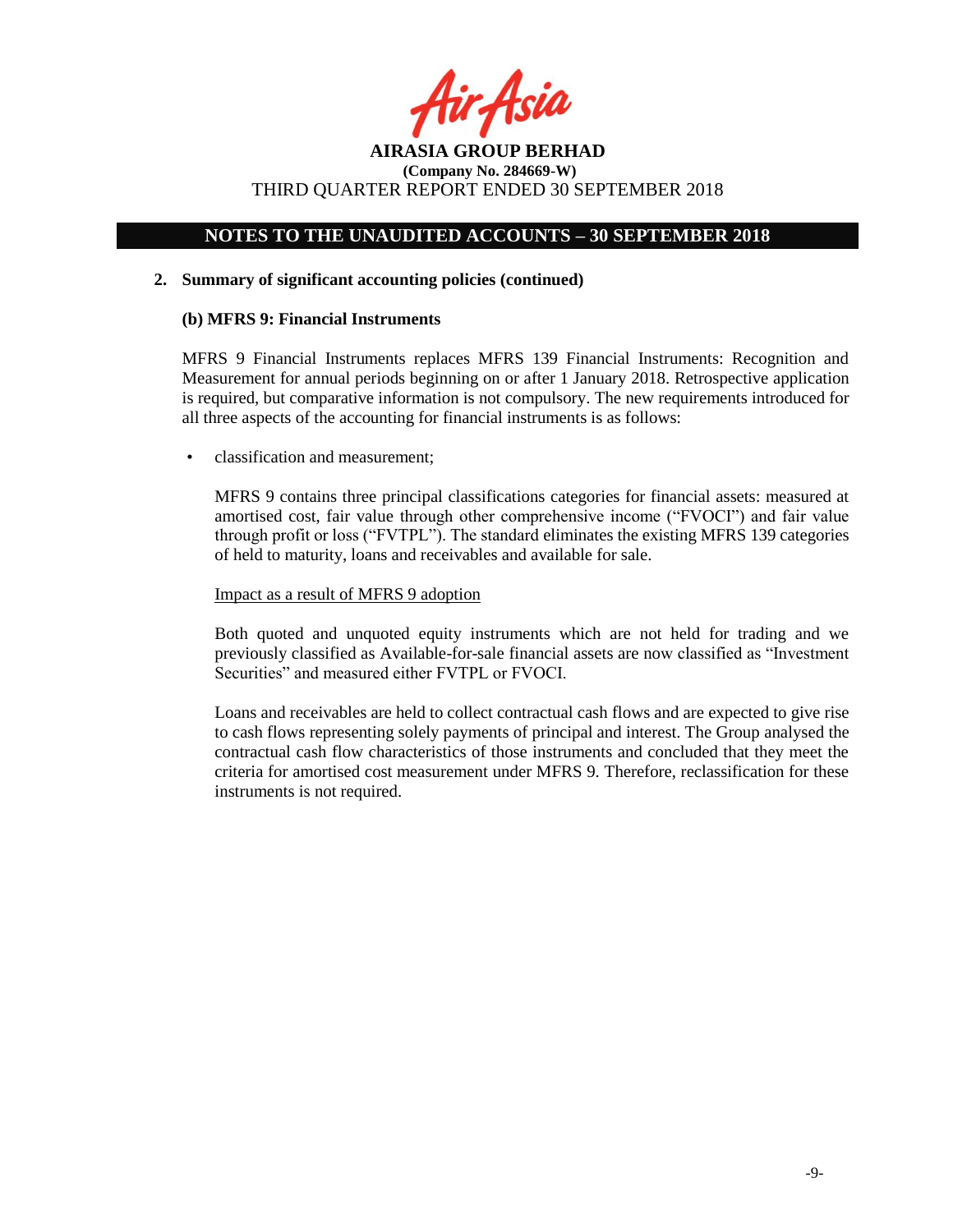## NOTES TO THE UNAUDITED ACCOUNTS – 30 SEPTEMBER 2018

**2. Summary of significant accounting policies (continued)**

**(b) MFRS 9: Financial Instruments**

MFRS 9 Financial Instruments replaces MFRS 139 Financial Instruments: Recognition and Measurement for annual periods beginning on or after 1 January 2018. Retrospective application is required, but comparative information is not compulsory. The new requirements introduced for all three aspects of the accounting for financial instruments is as follows:

- classification and measurement;

  MFRS 9 contains three principal classifications categories for financial assets: measured at amortised cost, fair value through other comprehensive income ("FVOCI") and fair value through profit or loss ("FVTPL"). The standard eliminates the existing MFRS 139 categories of held to maturity, loans and receivables and available for sale.

  Impact as a result of MFRS 9 adoption

  Both quoted and unquoted equity instruments which are not held for trading and we previously classified as Available-for-sale financial assets are now classified as "Investment Securities" and measured either FVTPL or FVOCI.

  Loans and receivables are held to collect contractual cash flows and are expected to give rise to cash flows representing solely payments of principal and interest. The Group analysed the contractual cash flow characteristics of those instruments and concluded that they meet the criteria for amortised cost measurement under MFRS 9. Therefore, reclassification for these instruments is not required.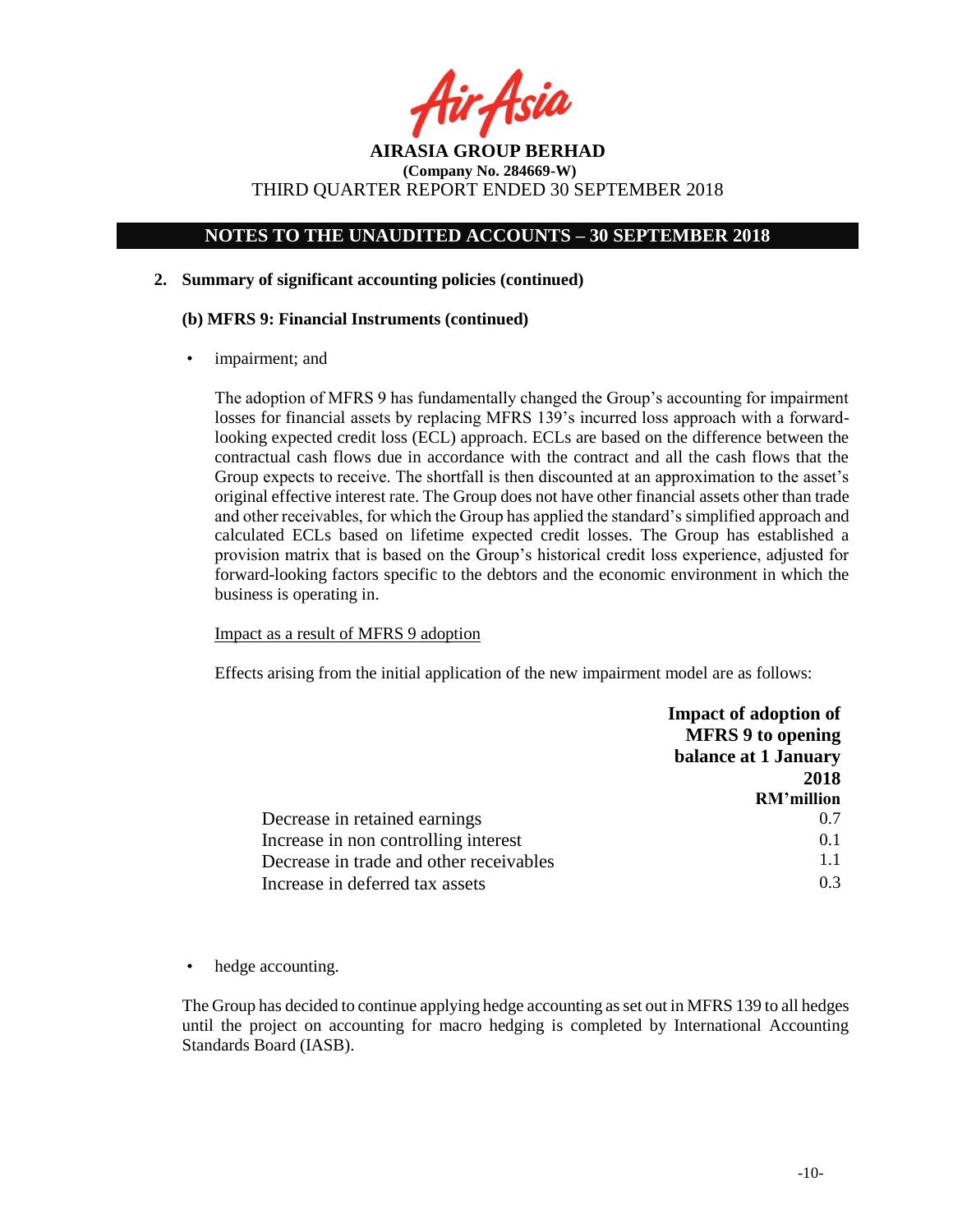## NOTES TO THE UNAUDITED ACCOUNTS – 30 SEPTEMBER 2018

**2. Summary of significant accounting policies (continued)**

**(b) MFRS 9: Financial Instruments (continued)**

- impairment; and

The adoption of MFRS 9 has fundamentally changed the Group's accounting for impairment losses for financial assets by replacing MFRS 139's incurred loss approach with a forward-looking expected credit loss (ECL) approach. ECLs are based on the difference between the contractual cash flows due in accordance with the contract and all the cash flows that the Group expects to receive. The shortfall is then discounted at an approximation to the asset's original effective interest rate. The Group does not have other financial assets other than trade and other receivables, for which the Group has applied the standard's simplified approach and calculated ECLs based on lifetime expected credit losses. The Group has established a provision matrix that is based on the Group's historical credit loss experience, adjusted for forward-looking factors specific to the debtors and the economic environment in which the business is operating in.

Impact as a result of MFRS 9 adoption

Effects arising from the initial application of the new impairment model are as follows:

| | Impact of adoption of MFRS 9 to opening balance at 1 January 2018 |
|---|---|
| | RM'million |
| Decrease in retained earnings | 0.7 |
| Increase in non controlling interest | 0.1 |
| Decrease in trade and other receivables | 1.1 |
| Increase in deferred tax assets | 0.3 |

- hedge accounting.

The Group has decided to continue applying hedge accounting as set out in MFRS 139 to all hedges until the project on accounting for macro hedging is completed by International Accounting Standards Board (IASB).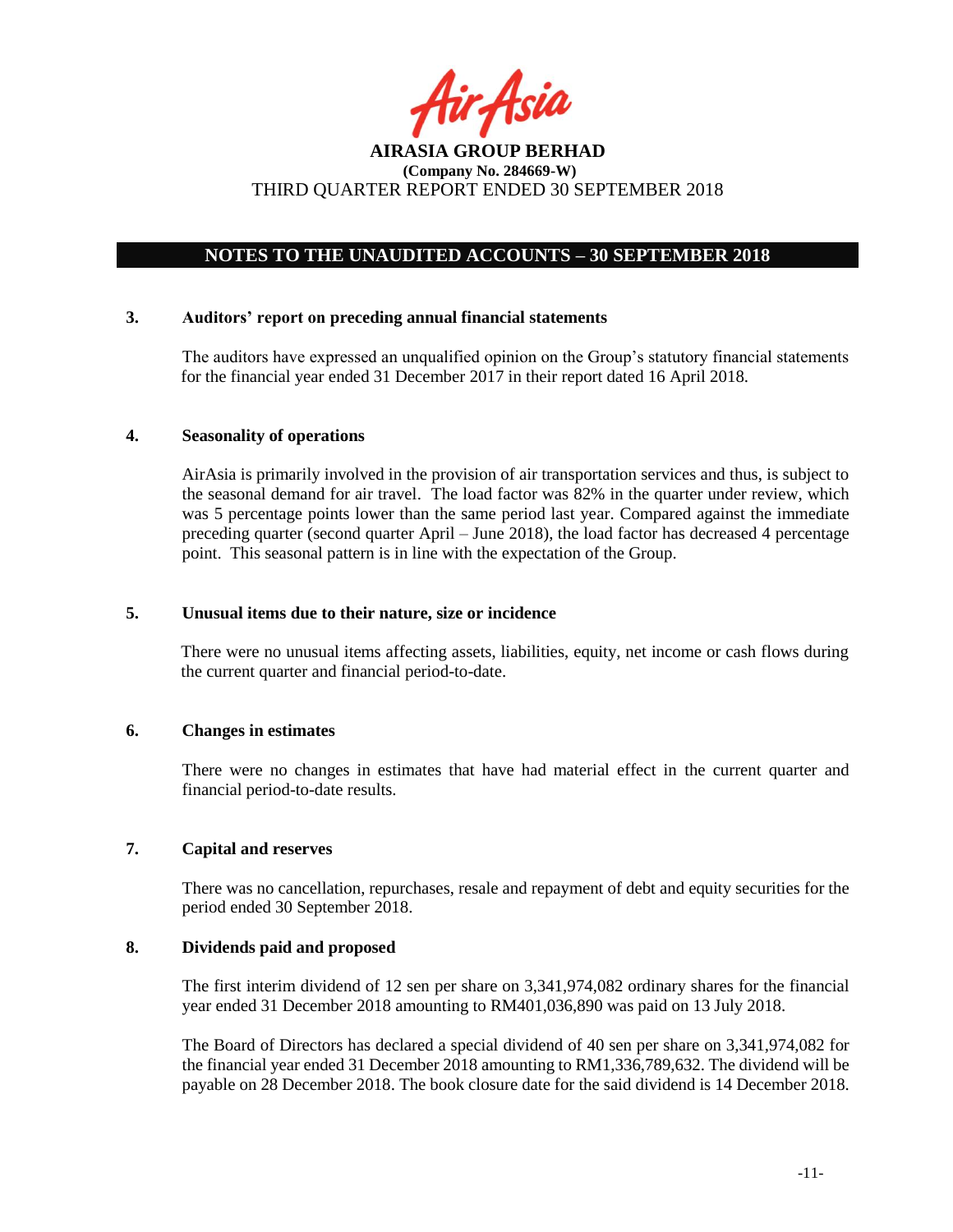**AIRASIA GROUP BERHAD**
**(Company No. 284669-W)**
THIRD QUARTER REPORT ENDED 30 SEPTEMBER 2018

## NOTES TO THE UNAUDITED ACCOUNTS – 30 SEPTEMBER 2018

### 3. Auditors' report on preceding annual financial statements

The auditors have expressed an unqualified opinion on the Group's statutory financial statements for the financial year ended 31 December 2017 in their report dated 16 April 2018.

### 4. Seasonality of operations

AirAsia is primarily involved in the provision of air transportation services and thus, is subject to the seasonal demand for air travel. The load factor was 82% in the quarter under review, which was 5 percentage points lower than the same period last year. Compared against the immediate preceding quarter (second quarter April – June 2018), the load factor has decreased 4 percentage point. This seasonal pattern is in line with the expectation of the Group.

### 5. Unusual items due to their nature, size or incidence

There were no unusual items affecting assets, liabilities, equity, net income or cash flows during the current quarter and financial period-to-date.

### 6. Changes in estimates

There were no changes in estimates that have had material effect in the current quarter and financial period-to-date results.

### 7. Capital and reserves

There was no cancellation, repurchases, resale and repayment of debt and equity securities for the period ended 30 September 2018.

### 8. Dividends paid and proposed

The first interim dividend of 12 sen per share on 3,341,974,082 ordinary shares for the financial year ended 31 December 2018 amounting to RM401,036,890 was paid on 13 July 2018.

The Board of Directors has declared a special dividend of 40 sen per share on 3,341,974,082 for the financial year ended 31 December 2018 amounting to RM1,336,789,632. The dividend will be payable on 28 December 2018. The book closure date for the said dividend is 14 December 2018.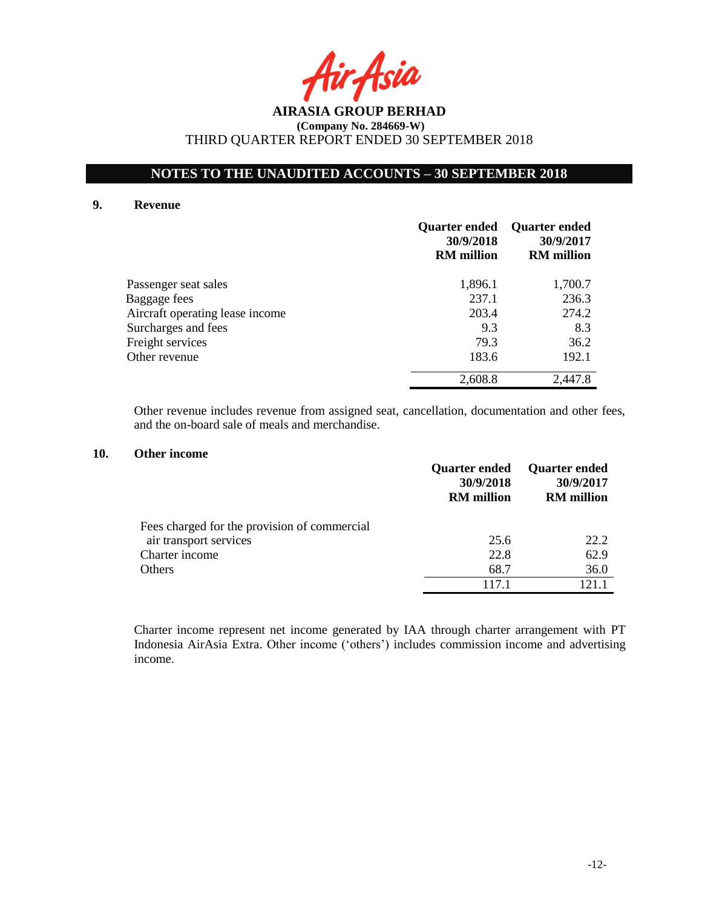**AIRASIA GROUP BERHAD**
**(Company No. 284669-W)**
THIRD QUARTER REPORT ENDED 30 SEPTEMBER 2018

## NOTES TO THE UNAUDITED ACCOUNTS – 30 SEPTEMBER 2018

### 9. Revenue

| | Quarter ended 30/9/2018 RM million | Quarter ended 30/9/2017 RM million |
|---|---|---|
| Passenger seat sales | 1,896.1 | 1,700.7 |
| Baggage fees | 237.1 | 236.3 |
| Aircraft operating lease income | 203.4 | 274.2 |
| Surcharges and fees | 9.3 | 8.3 |
| Freight services | 79.3 | 36.2 |
| Other revenue | 183.6 | 192.1 |
| | 2,608.8 | 2,447.8 |

Other revenue includes revenue from assigned seat, cancellation, documentation and other fees, and the on-board sale of meals and merchandise.

### 10. Other income

| | Quarter ended 30/9/2018 RM million | Quarter ended 30/9/2017 RM million |
|---|---|---|
| Fees charged for the provision of commercial air transport services | 25.6 | 22.2 |
| Charter income | 22.8 | 62.9 |
| Others | 68.7 | 36.0 |
| | 117.1 | 121.1 |

Charter income represent net income generated by IAA through charter arrangement with PT Indonesia AirAsia Extra. Other income ('others') includes commission income and advertising income.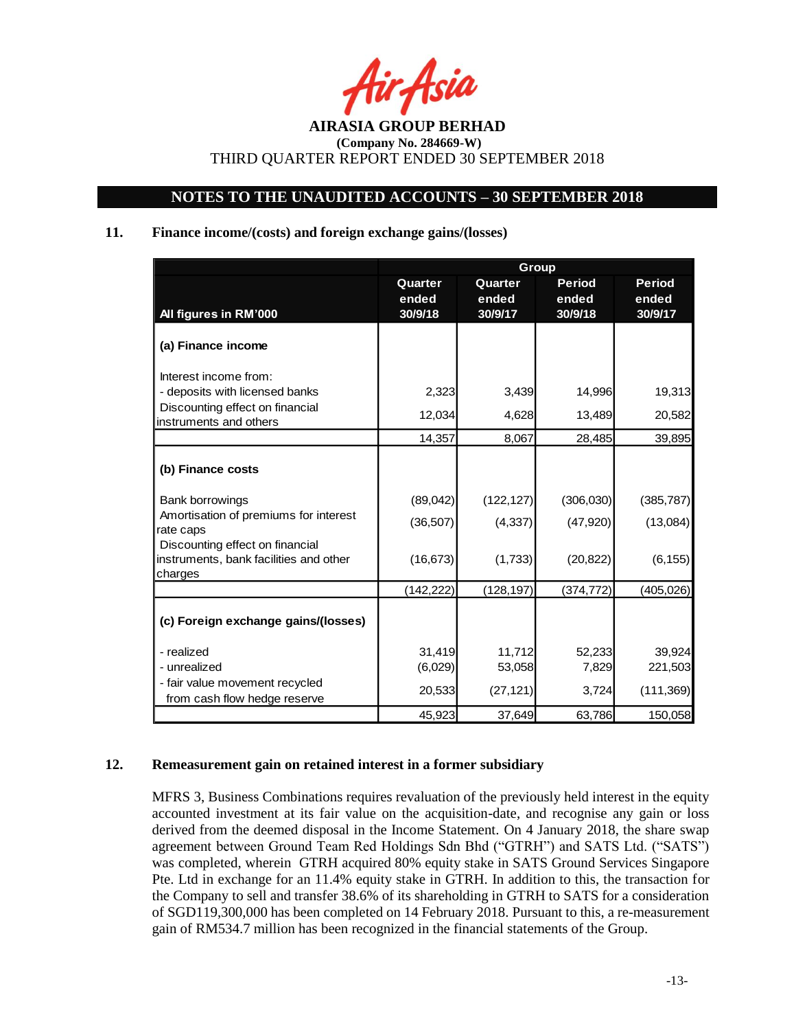AIRASIA GROUP BERHAD
(Company No. 284669-W)
THIRD QUARTER REPORT ENDED 30 SEPTEMBER 2018

## NOTES TO THE UNAUDITED ACCOUNTS – 30 SEPTEMBER 2018

### 11. Finance income/(costs) and foreign exchange gains/(losses)

| | Group | | | |
|---|---|---|---|---|
| **All figures in RM'000** | **Quarter ended 30/9/18** | **Quarter ended 30/9/17** | **Period ended 30/9/18** | **Period ended 30/9/17** |
| **(a) Finance income** | | | | |
| Interest income from: | | | | |
| - deposits with licensed banks | 2,323 | 3,439 | 14,996 | 19,313 |
| Discounting effect on financial instruments and others | 12,034 | 4,628 | 13,489 | 20,582 |
| | 14,357 | 8,067 | 28,485 | 39,895 |
| **(b) Finance costs** | | | | |
| Bank borrowings | (89,042) | (122,127) | (306,030) | (385,787) |
| Amortisation of premiums for interest rate caps | (36,507) | (4,337) | (47,920) | (13,084) |
| Discounting effect on financial instruments, bank facilities and other charges | (16,673) | (1,733) | (20,822) | (6,155) |
| | (142,222) | (128,197) | (374,772) | (405,026) |
| **(c) Foreign exchange gains/(losses)** | | | | |
| - realized | 31,419 | 11,712 | 52,233 | 39,924 |
| - unrealized | (6,029) | 53,058 | 7,829 | 221,503 |
| - fair value movement recycled from cash flow hedge reserve | 20,533 | (27,121) | 3,724 | (111,369) |
| | 45,923 | 37,649 | 63,786 | 150,058 |

### 12. Remeasurement gain on retained interest in a former subsidiary

MFRS 3, Business Combinations requires revaluation of the previously held interest in the equity accounted investment at its fair value on the acquisition-date, and recognise any gain or loss derived from the deemed disposal in the Income Statement. On 4 January 2018, the share swap agreement between Ground Team Red Holdings Sdn Bhd ("GTRH") and SATS Ltd. ("SATS") was completed, wherein GTRH acquired 80% equity stake in SATS Ground Services Singapore Pte. Ltd in exchange for an 11.4% equity stake in GTRH. In addition to this, the transaction for the Company to sell and transfer 38.6% of its shareholding in GTRH to SATS for a consideration of SGD119,300,000 has been completed on 14 February 2018. Pursuant to this, a re-measurement gain of RM534.7 million has been recognized in the financial statements of the Group.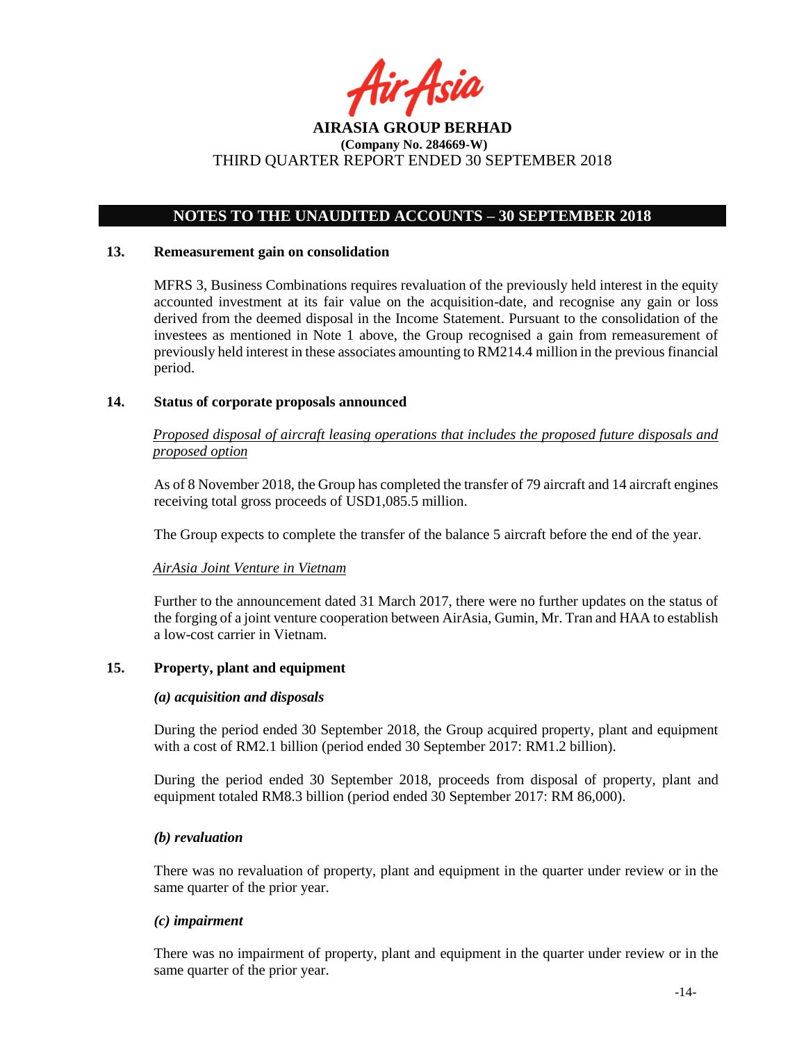## NOTES TO THE UNAUDITED ACCOUNTS – 30 SEPTEMBER 2018

### 13. Remeasurement gain on consolidation

MFRS 3, Business Combinations requires revaluation of the previously held interest in the equity accounted investment at its fair value on the acquisition-date, and recognise any gain or loss derived from the deemed disposal in the Income Statement. Pursuant to the consolidation of the investees as mentioned in Note 1 above, the Group recognised a gain from remeasurement of previously held interest in these associates amounting to RM214.4 million in the previous financial period.

### 14. Status of corporate proposals announced

*Proposed disposal of aircraft leasing operations that includes the proposed future disposals and proposed option*

As of 8 November 2018, the Group has completed the transfer of 79 aircraft and 14 aircraft engines receiving total gross proceeds of USD1,085.5 million.

The Group expects to complete the transfer of the balance 5 aircraft before the end of the year.

*AirAsia Joint Venture in Vietnam*

Further to the announcement dated 31 March 2017, there were no further updates on the status of the forging of a joint venture cooperation between AirAsia, Gumin, Mr. Tran and HAA to establish a low-cost carrier in Vietnam.

### 15. Property, plant and equipment

***(a) acquisition and disposals***

During the period ended 30 September 2018, the Group acquired property, plant and equipment with a cost of RM2.1 billion (period ended 30 September 2017: RM1.2 billion).

During the period ended 30 September 2018, proceeds from disposal of property, plant and equipment totaled RM8.3 billion (period ended 30 September 2017: RM 86,000).

***(b) revaluation***

There was no revaluation of property, plant and equipment in the quarter under review or in the same quarter of the prior year.

***(c) impairment***

There was no impairment of property, plant and equipment in the quarter under review or in the same quarter of the prior year.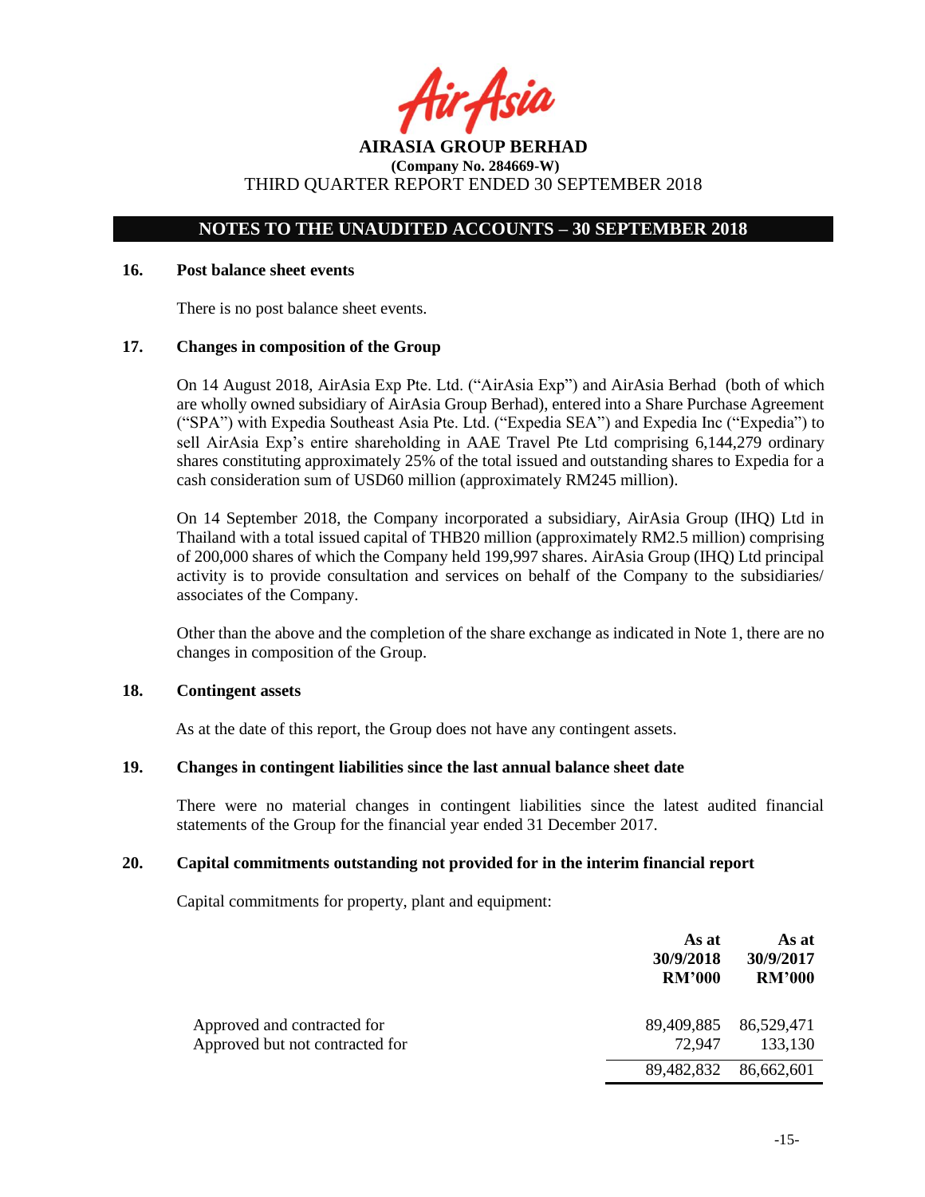## NOTES TO THE UNAUDITED ACCOUNTS – 30 SEPTEMBER 2018

### 16. Post balance sheet events

There is no post balance sheet events.

### 17. Changes in composition of the Group

On 14 August 2018, AirAsia Exp Pte. Ltd. ("AirAsia Exp") and AirAsia Berhad (both of which are wholly owned subsidiary of AirAsia Group Berhad), entered into a Share Purchase Agreement ("SPA") with Expedia Southeast Asia Pte. Ltd. ("Expedia SEA") and Expedia Inc ("Expedia") to sell AirAsia Exp's entire shareholding in AAE Travel Pte Ltd comprising 6,144,279 ordinary shares constituting approximately 25% of the total issued and outstanding shares to Expedia for a cash consideration sum of USD60 million (approximately RM245 million).

On 14 September 2018, the Company incorporated a subsidiary, AirAsia Group (IHQ) Ltd in Thailand with a total issued capital of THB20 million (approximately RM2.5 million) comprising of 200,000 shares of which the Company held 199,997 shares. AirAsia Group (IHQ) Ltd principal activity is to provide consultation and services on behalf of the Company to the subsidiaries/ associates of the Company.

Other than the above and the completion of the share exchange as indicated in Note 1, there are no changes in composition of the Group.

### 18. Contingent assets

As at the date of this report, the Group does not have any contingent assets.

### 19. Changes in contingent liabilities since the last annual balance sheet date

There were no material changes in contingent liabilities since the latest audited financial statements of the Group for the financial year ended 31 December 2017.

### 20. Capital commitments outstanding not provided for in the interim financial report

Capital commitments for property, plant and equipment:

| | As at 30/9/2018 RM'000 | As at 30/9/2017 RM'000 |
|---|---|---|
| Approved and contracted for | 89,409,885 | 86,529,471 |
| Approved but not contracted for | 72,947 | 133,130 |
| | 89,482,832 | 86,662,601 |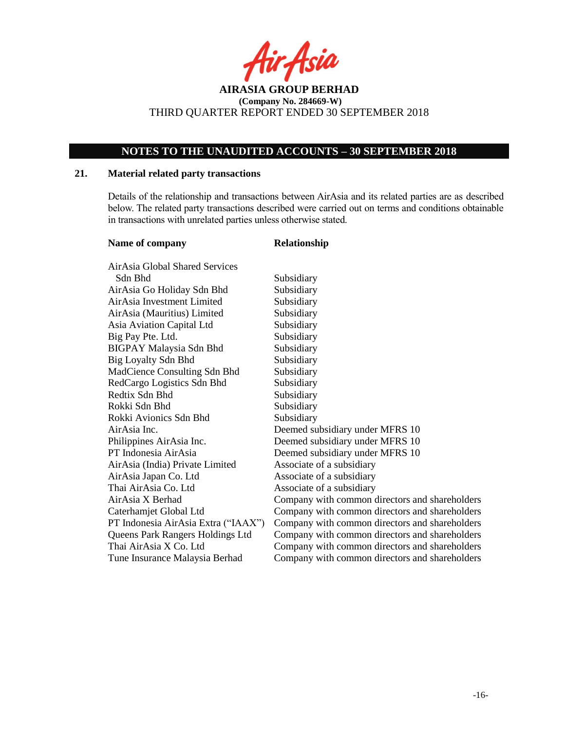## NOTES TO THE UNAUDITED ACCOUNTS – 30 SEPTEMBER 2018

### 21. Material related party transactions

Details of the relationship and transactions between AirAsia and its related parties are as described below. The related party transactions described were carried out on terms and conditions obtainable in transactions with unrelated parties unless otherwise stated.

| Name of company | Relationship |
|---|---|
| AirAsia Global Shared Services Sdn Bhd | Subsidiary |
| AirAsia Go Holiday Sdn Bhd | Subsidiary |
| AirAsia Investment Limited | Subsidiary |
| AirAsia (Mauritius) Limited | Subsidiary |
| Asia Aviation Capital Ltd | Subsidiary |
| Big Pay Pte. Ltd. | Subsidiary |
| BIGPAY Malaysia Sdn Bhd | Subsidiary |
| Big Loyalty Sdn Bhd | Subsidiary |
| MadCience Consulting Sdn Bhd | Subsidiary |
| RedCargo Logistics Sdn Bhd | Subsidiary |
| Redtix Sdn Bhd | Subsidiary |
| Rokki Sdn Bhd | Subsidiary |
| Rokki Avionics Sdn Bhd | Subsidiary |
| AirAsia Inc. | Deemed subsidiary under MFRS 10 |
| Philippines AirAsia Inc. | Deemed subsidiary under MFRS 10 |
| PT Indonesia AirAsia | Deemed subsidiary under MFRS 10 |
| AirAsia (India) Private Limited | Associate of a subsidiary |
| AirAsia Japan Co. Ltd | Associate of a subsidiary |
| Thai AirAsia Co. Ltd | Associate of a subsidiary |
| AirAsia X Berhad | Company with common directors and shareholders |
| Caterhamjet Global Ltd | Company with common directors and shareholders |
| PT Indonesia AirAsia Extra ("IAAX") | Company with common directors and shareholders |
| Queens Park Rangers Holdings Ltd | Company with common directors and shareholders |
| Thai AirAsia X Co. Ltd | Company with common directors and shareholders |
| Tune Insurance Malaysia Berhad | Company with common directors and shareholders |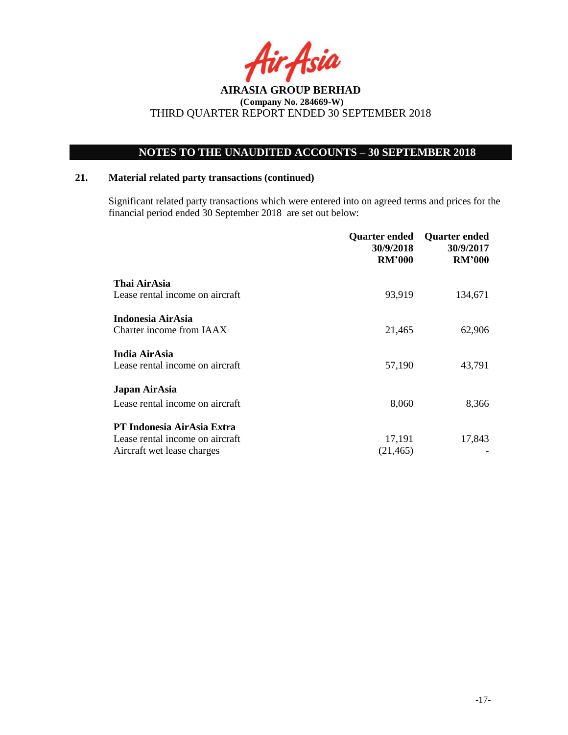**AIRASIA GROUP BERHAD**
**(Company No. 284669-W)**
THIRD QUARTER REPORT ENDED 30 SEPTEMBER 2018

## NOTES TO THE UNAUDITED ACCOUNTS – 30 SEPTEMBER 2018

### 21. Material related party transactions (continued)

Significant related party transactions which were entered into on agreed terms and prices for the financial period ended 30 September 2018 are set out below:

| | Quarter ended 30/9/2018 RM'000 | Quarter ended 30/9/2017 RM'000 |
|---|---|---|
| **Thai AirAsia** | | |
| Lease rental income on aircraft | 93,919 | 134,671 |
| **Indonesia AirAsia** | | |
| Charter income from IAAX | 21,465 | 62,906 |
| **India AirAsia** | | |
| Lease rental income on aircraft | 57,190 | 43,791 |
| **Japan AirAsia** | | |
| Lease rental income on aircraft | 8,060 | 8,366 |
| **PT Indonesia AirAsia Extra** | | |
| Lease rental income on aircraft | 17,191 | 17,843 |
| Aircraft wet lease charges | (21,465) | - |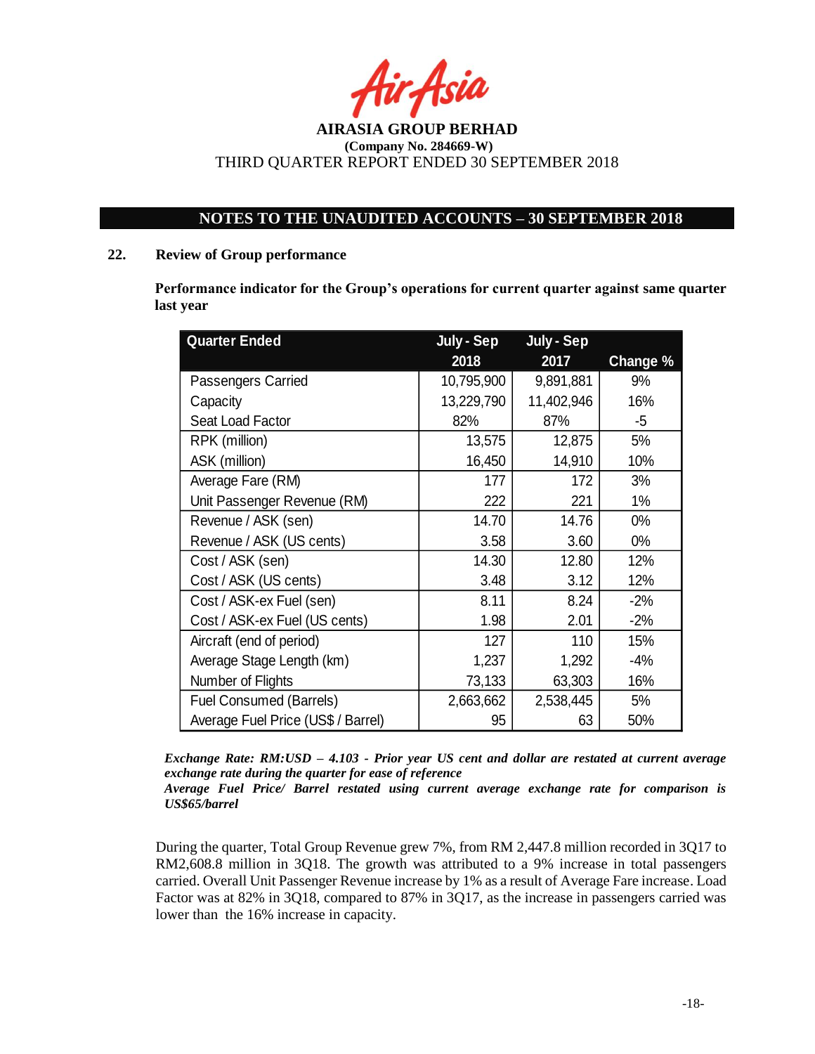**AIRASIA GROUP BERHAD**
**(Company No. 284669-W)**
THIRD QUARTER REPORT ENDED 30 SEPTEMBER 2018

## NOTES TO THE UNAUDITED ACCOUNTS – 30 SEPTEMBER 2018

### 22. Review of Group performance

**Performance indicator for the Group's operations for current quarter against same quarter last year**

| Quarter Ended | July - Sep 2018 | July - Sep 2017 | Change % |
|---|---|---|---|
| Passengers Carried | 10,795,900 | 9,891,881 | 9% |
| Capacity | 13,229,790 | 11,402,946 | 16% |
| Seat Load Factor | 82% | 87% | -5 |
| RPK (million) | 13,575 | 12,875 | 5% |
| ASK (million) | 16,450 | 14,910 | 10% |
| Average Fare (RM) | 177 | 172 | 3% |
| Unit Passenger Revenue (RM) | 222 | 221 | 1% |
| Revenue / ASK (sen) | 14.70 | 14.76 | 0% |
| Revenue / ASK (US cents) | 3.58 | 3.60 | 0% |
| Cost / ASK (sen) | 14.30 | 12.80 | 12% |
| Cost / ASK (US cents) | 3.48 | 3.12 | 12% |
| Cost / ASK-ex Fuel (sen) | 8.11 | 8.24 | -2% |
| Cost / ASK-ex Fuel (US cents) | 1.98 | 2.01 | -2% |
| Aircraft (end of period) | 127 | 110 | 15% |
| Average Stage Length (km) | 1,237 | 1,292 | -4% |
| Number of Flights | 73,133 | 63,303 | 16% |
| Fuel Consumed (Barrels) | 2,663,662 | 2,538,445 | 5% |
| Average Fuel Price (US$ / Barrel) | 95 | 63 | 50% |

***Exchange Rate: RM:USD – 4.103 - Prior year US cent and dollar are restated at current average exchange rate during the quarter for ease of reference***
***Average Fuel Price/ Barrel restated using current average exchange rate for comparison is US$65/barrel***

During the quarter, Total Group Revenue grew 7%, from RM 2,447.8 million recorded in 3Q17 to RM2,608.8 million in 3Q18. The growth was attributed to a 9% increase in total passengers carried. Overall Unit Passenger Revenue increase by 1% as a result of Average Fare increase. Load Factor was at 82% in 3Q18, compared to 87% in 3Q17, as the increase in passengers carried was lower than the 16% increase in capacity.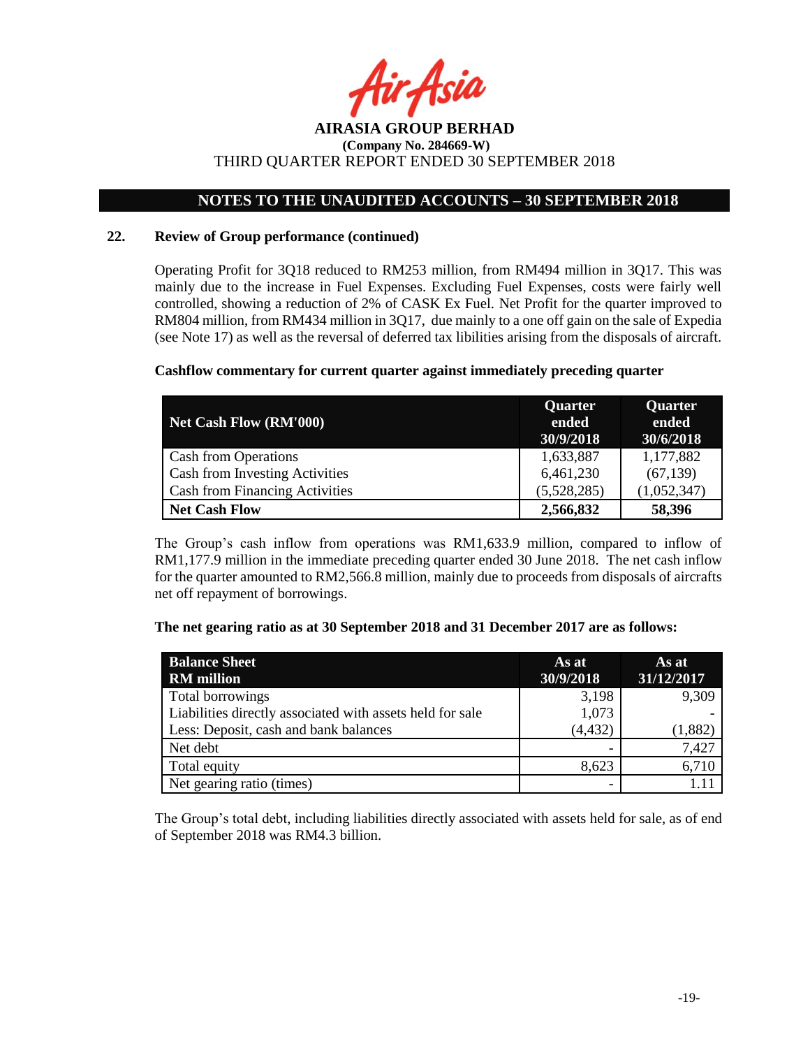## NOTES TO THE UNAUDITED ACCOUNTS – 30 SEPTEMBER 2018

### 22. Review of Group performance (continued)

Operating Profit for 3Q18 reduced to RM253 million, from RM494 million in 3Q17. This was mainly due to the increase in Fuel Expenses. Excluding Fuel Expenses, costs were fairly well controlled, showing a reduction of 2% of CASK Ex Fuel. Net Profit for the quarter improved to RM804 million, from RM434 million in 3Q17, due mainly to a one off gain on the sale of Expedia (see Note 17) as well as the reversal of deferred tax libilities arising from the disposals of aircraft.

**Cashflow commentary for current quarter against immediately preceding quarter**

| Net Cash Flow (RM'000) | Quarter ended 30/9/2018 | Quarter ended 30/6/2018 |
|---|---|---|
| Cash from Operations | 1,633,887 | 1,177,882 |
| Cash from Investing Activities | 6,461,230 | (67,139) |
| Cash from Financing Activities | (5,528,285) | (1,052,347) |
| **Net Cash Flow** | **2,566,832** | **58,396** |

The Group's cash inflow from operations was RM1,633.9 million, compared to inflow of RM1,177.9 million in the immediate preceding quarter ended 30 June 2018. The net cash inflow for the quarter amounted to RM2,566.8 million, mainly due to proceeds from disposals of aircrafts net off repayment of borrowings.

**The net gearing ratio as at 30 September 2018 and 31 December 2017 are as follows:**

| Balance Sheet RM million | As at 30/9/2018 | As at 31/12/2017 |
|---|---|---|
| Total borrowings | 3,198 | 9,309 |
| Liabilities directly associated with assets held for sale | 1,073 | - |
| Less: Deposit, cash and bank balances | (4,432) | (1,882) |
| Net debt | - | 7,427 |
| Total equity | 8,623 | 6,710 |
| Net gearing ratio (times) | - | 1.11 |

The Group's total debt, including liabilities directly associated with assets held for sale, as of end of September 2018 was RM4.3 billion.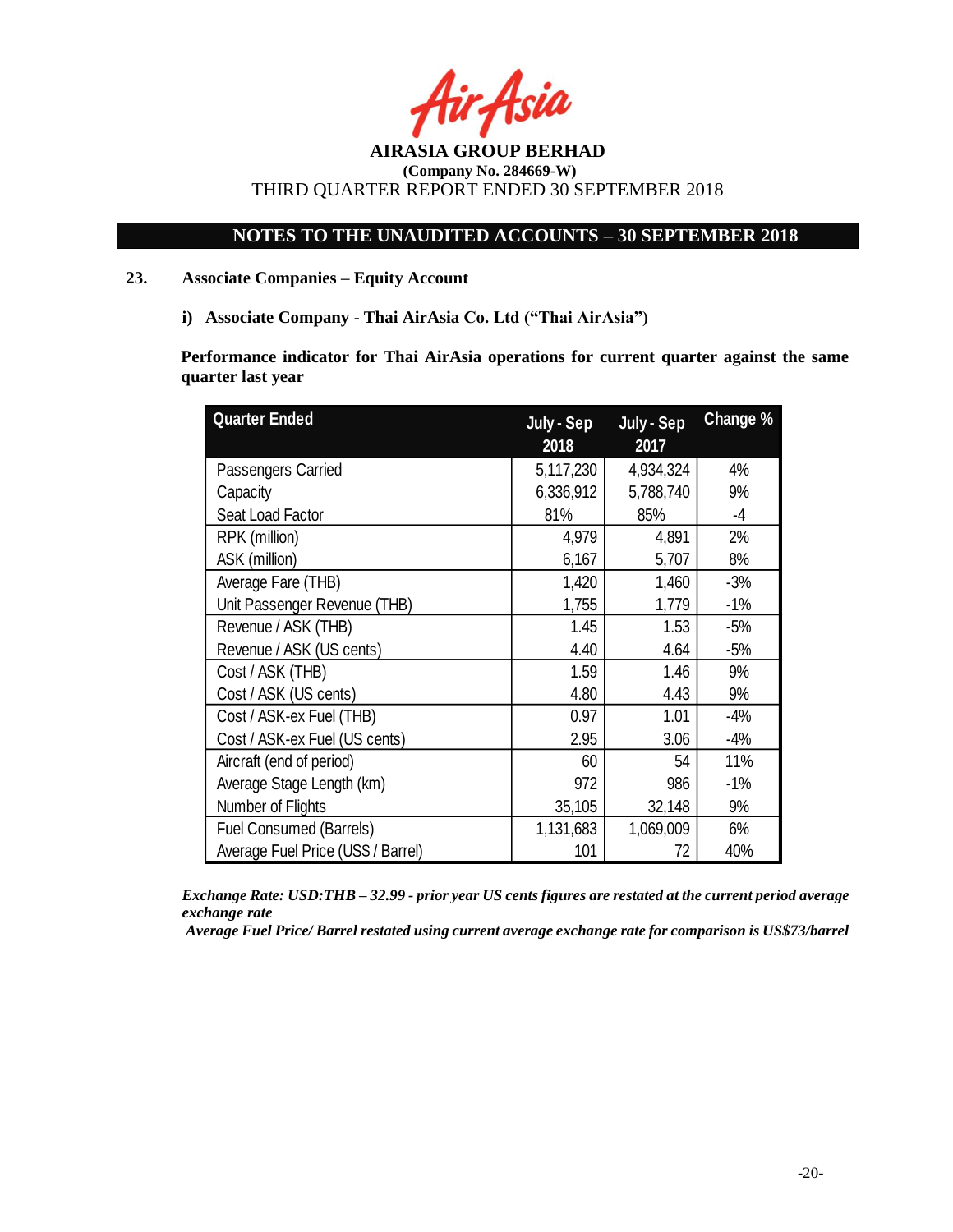## 23. Associate Companies – Equity Account

### i) Associate Company - Thai AirAsia Co. Ltd ("Thai AirAsia")

**Performance indicator for Thai AirAsia operations for current quarter against the same quarter last year**

| Quarter Ended | July - Sep 2018 | July - Sep 2017 | Change % |
|---|---|---|---|
| Passengers Carried | 5,117,230 | 4,934,324 | 4% |
| Capacity | 6,336,912 | 5,788,740 | 9% |
| Seat Load Factor | 81% | 85% | -4 |
| RPK (million) | 4,979 | 4,891 | 2% |
| ASK (million) | 6,167 | 5,707 | 8% |
| Average Fare (THB) | 1,420 | 1,460 | -3% |
| Unit Passenger Revenue (THB) | 1,755 | 1,779 | -1% |
| Revenue / ASK (THB) | 1.45 | 1.53 | -5% |
| Revenue / ASK (US cents) | 4.40 | 4.64 | -5% |
| Cost / ASK (THB) | 1.59 | 1.46 | 9% |
| Cost / ASK (US cents) | 4.80 | 4.43 | 9% |
| Cost / ASK-ex Fuel (THB) | 0.97 | 1.01 | -4% |
| Cost / ASK-ex Fuel (US cents) | 2.95 | 3.06 | -4% |
| Aircraft (end of period) | 60 | 54 | 11% |
| Average Stage Length (km) | 972 | 986 | -1% |
| Number of Flights | 35,105 | 32,148 | 9% |
| Fuel Consumed (Barrels) | 1,131,683 | 1,069,009 | 6% |
| Average Fuel Price (US$ / Barrel) | 101 | 72 | 40% |

***Exchange Rate: USD:THB – 32.99 - prior year US cents figures are restated at the current period average exchange rate***

***Average Fuel Price/ Barrel restated using current average exchange rate for comparison is US$73/barrel***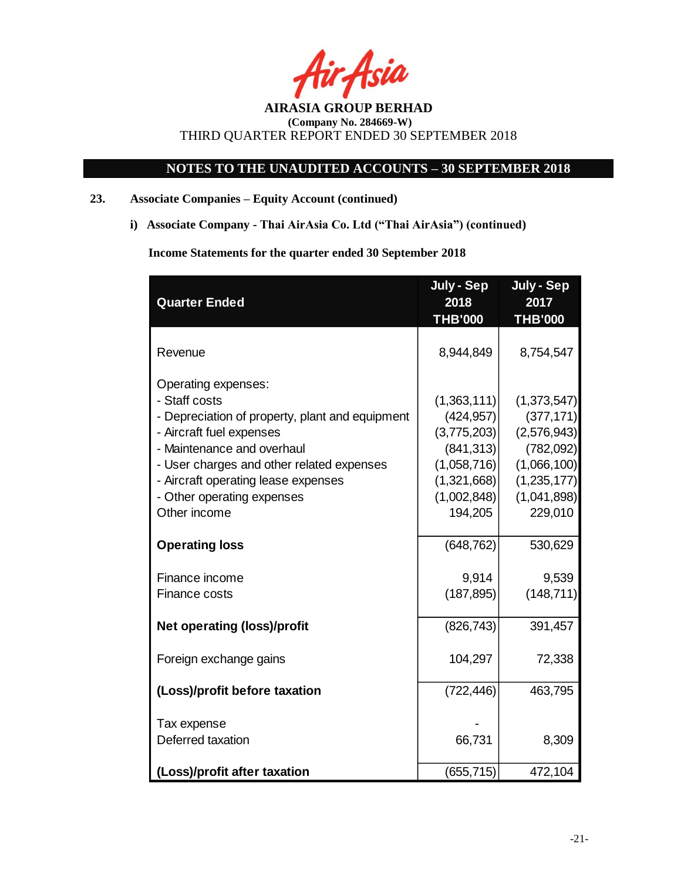**AIRASIA GROUP BERHAD**
**(Company No. 284669-W)**
THIRD QUARTER REPORT ENDED 30 SEPTEMBER 2018

## NOTES TO THE UNAUDITED ACCOUNTS – 30 SEPTEMBER 2018

### 23. Associate Companies – Equity Account (continued)

#### i) Associate Company - Thai AirAsia Co. Ltd ("Thai AirAsia") (continued)

**Income Statements for the quarter ended 30 September 2018**

| Quarter Ended | July - Sep 2018 THB'000 | July - Sep 2017 THB'000 |
|---|---|---|
| Revenue | 8,944,849 | 8,754,547 |
| Operating expenses: | | |
| - Staff costs | (1,363,111) | (1,373,547) |
| - Depreciation of property, plant and equipment | (424,957) | (377,171) |
| - Aircraft fuel expenses | (3,775,203) | (2,576,943) |
| - Maintenance and overhaul | (841,313) | (782,092) |
| - User charges and other related expenses | (1,058,716) | (1,066,100) |
| - Aircraft operating lease expenses | (1,321,668) | (1,235,177) |
| - Other operating expenses | (1,002,848) | (1,041,898) |
| Other income | 194,205 | 229,010 |
| **Operating loss** | (648,762) | 530,629 |
| Finance income | 9,914 | 9,539 |
| Finance costs | (187,895) | (148,711) |
| **Net operating (loss)/profit** | (826,743) | 391,457 |
| Foreign exchange gains | 104,297 | 72,338 |
| **(Loss)/profit before taxation** | (722,446) | 463,795 |
| Tax expense | - | |
| Deferred taxation | 66,731 | 8,309 |
| **(Loss)/profit after taxation** | (655,715) | 472,104 |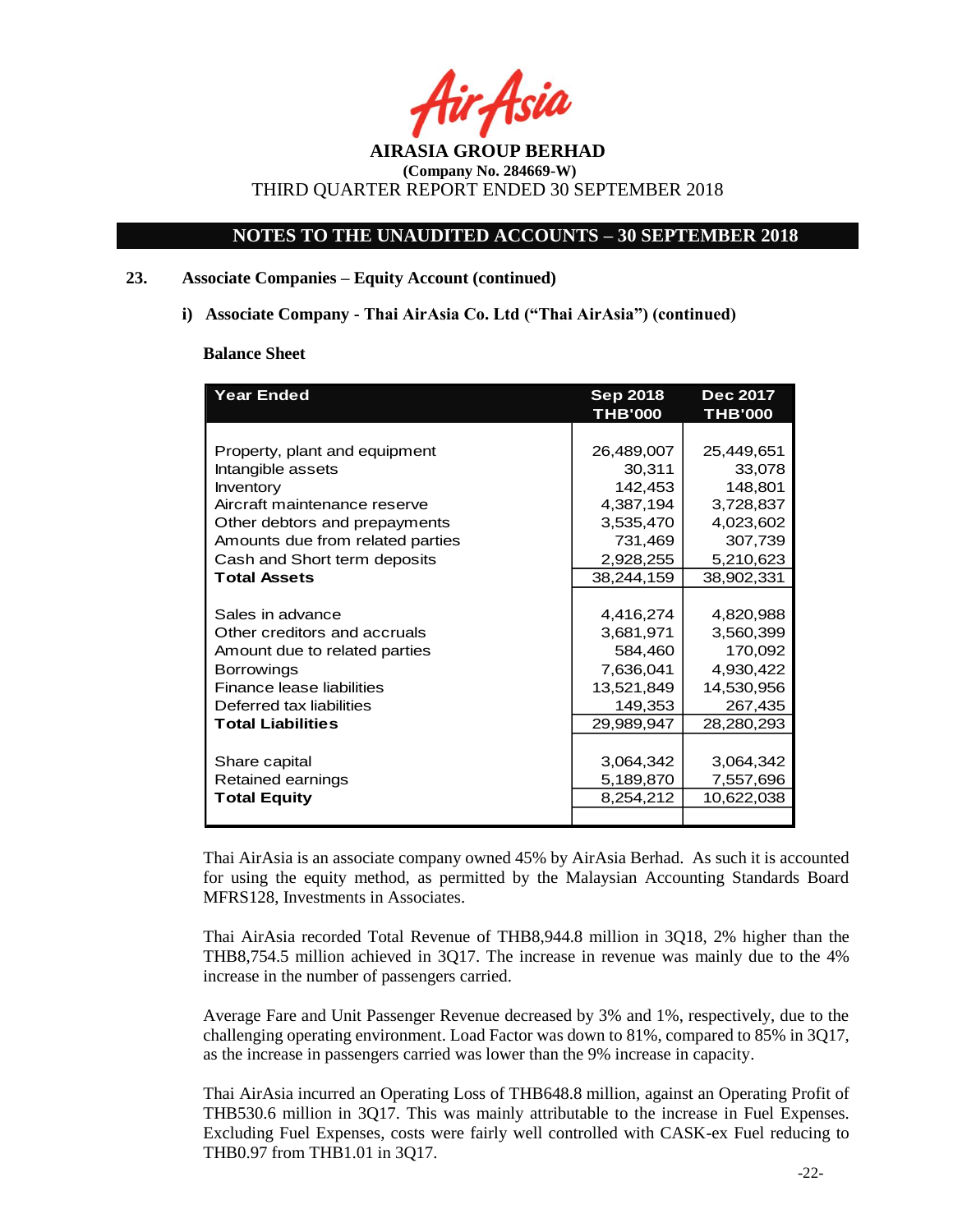## 23. Associate Companies – Equity Account (continued)

### i) Associate Company - Thai AirAsia Co. Ltd ("Thai AirAsia") (continued)

**Balance Sheet**

| Year Ended | Sep 2018 THB'000 | Dec 2017 THB'000 |
|---|---|---|
| Property, plant and equipment | 26,489,007 | 25,449,651 |
| Intangible assets | 30,311 | 33,078 |
| Inventory | 142,453 | 148,801 |
| Aircraft maintenance reserve | 4,387,194 | 3,728,837 |
| Other debtors and prepayments | 3,535,470 | 4,023,602 |
| Amounts due from related parties | 731,469 | 307,739 |
| Cash and Short term deposits | 2,928,255 | 5,210,623 |
| **Total Assets** | 38,244,159 | 38,902,331 |
| Sales in advance | 4,416,274 | 4,820,988 |
| Other creditors and accruals | 3,681,971 | 3,560,399 |
| Amount due to related parties | 584,460 | 170,092 |
| Borrowings | 7,636,041 | 4,930,422 |
| Finance lease liabilities | 13,521,849 | 14,530,956 |
| Deferred tax liabilities | 149,353 | 267,435 |
| **Total Liabilities** | 29,989,947 | 28,280,293 |
| Share capital | 3,064,342 | 3,064,342 |
| Retained earnings | 5,189,870 | 7,557,696 |
| **Total Equity** | 8,254,212 | 10,622,038 |

Thai AirAsia is an associate company owned 45% by AirAsia Berhad. As such it is accounted for using the equity method, as permitted by the Malaysian Accounting Standards Board MFRS128, Investments in Associates.

Thai AirAsia recorded Total Revenue of THB8,944.8 million in 3Q18, 2% higher than the THB8,754.5 million achieved in 3Q17. The increase in revenue was mainly due to the 4% increase in the number of passengers carried.

Average Fare and Unit Passenger Revenue decreased by 3% and 1%, respectively, due to the challenging operating environment. Load Factor was down to 81%, compared to 85% in 3Q17, as the increase in passengers carried was lower than the 9% increase in capacity.

Thai AirAsia incurred an Operating Loss of THB648.8 million, against an Operating Profit of THB530.6 million in 3Q17. This was mainly attributable to the increase in Fuel Expenses. Excluding Fuel Expenses, costs were fairly well controlled with CASK-ex Fuel reducing to THB0.97 from THB1.01 in 3Q17.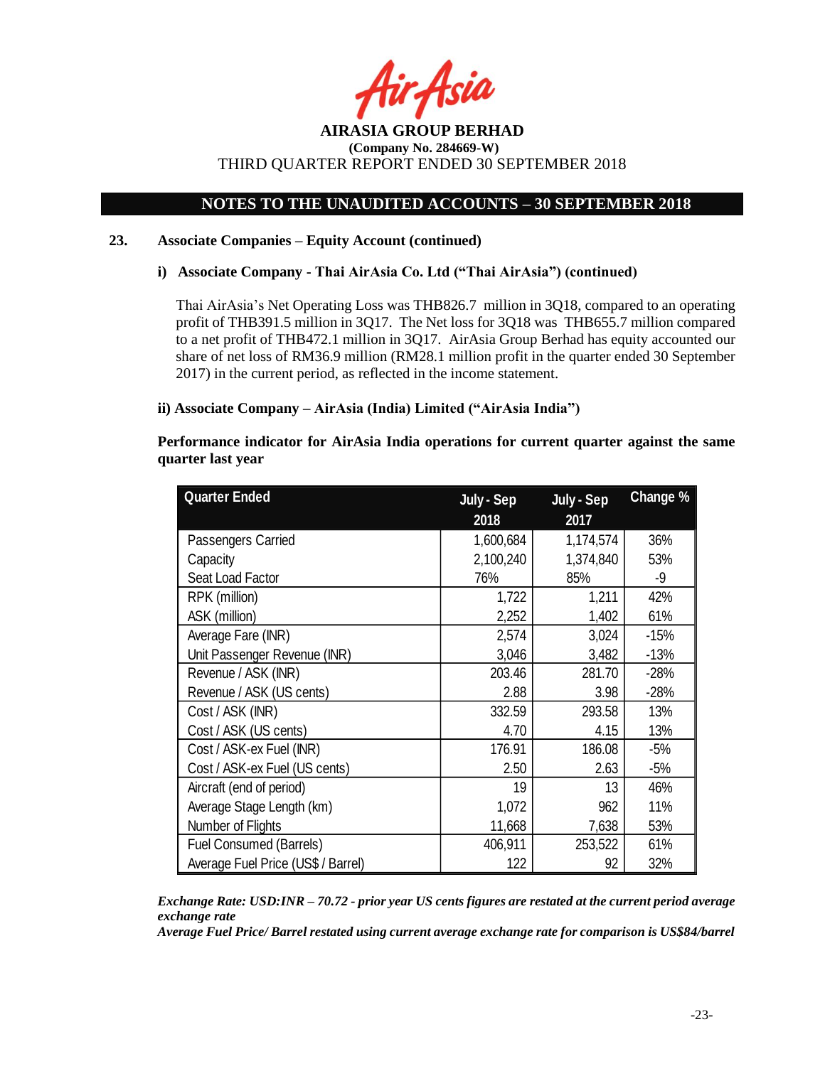**AIRASIA GROUP BERHAD**
**(Company No. 284669-W)**
THIRD QUARTER REPORT ENDED 30 SEPTEMBER 2018

## NOTES TO THE UNAUDITED ACCOUNTS – 30 SEPTEMBER 2018

### 23. Associate Companies – Equity Account (continued)

#### i) Associate Company - Thai AirAsia Co. Ltd ("Thai AirAsia") (continued)

Thai AirAsia's Net Operating Loss was THB826.7 million in 3Q18, compared to an operating profit of THB391.5 million in 3Q17. The Net loss for 3Q18 was THB655.7 million compared to a net profit of THB472.1 million in 3Q17. AirAsia Group Berhad has equity accounted our share of net loss of RM36.9 million (RM28.1 million profit in the quarter ended 30 September 2017) in the current period, as reflected in the income statement.

#### ii) Associate Company – AirAsia (India) Limited ("AirAsia India")

**Performance indicator for AirAsia India operations for current quarter against the same quarter last year**

| Quarter Ended | July - Sep 2018 | July - Sep 2017 | Change % |
|---|---|---|---|
| Passengers Carried | 1,600,684 | 1,174,574 | 36% |
| Capacity | 2,100,240 | 1,374,840 | 53% |
| Seat Load Factor | 76% | 85% | -9 |
| RPK (million) | 1,722 | 1,211 | 42% |
| ASK (million) | 2,252 | 1,402 | 61% |
| Average Fare (INR) | 2,574 | 3,024 | -15% |
| Unit Passenger Revenue (INR) | 3,046 | 3,482 | -13% |
| Revenue / ASK (INR) | 203.46 | 281.70 | -28% |
| Revenue / ASK (US cents) | 2.88 | 3.98 | -28% |
| Cost / ASK (INR) | 332.59 | 293.58 | 13% |
| Cost / ASK (US cents) | 4.70 | 4.15 | 13% |
| Cost / ASK-ex Fuel (INR) | 176.91 | 186.08 | -5% |
| Cost / ASK-ex Fuel (US cents) | 2.50 | 2.63 | -5% |
| Aircraft (end of period) | 19 | 13 | 46% |
| Average Stage Length (km) | 1,072 | 962 | 11% |
| Number of Flights | 11,668 | 7,638 | 53% |
| Fuel Consumed (Barrels) | 406,911 | 253,522 | 61% |
| Average Fuel Price (US$ / Barrel) | 122 | 92 | 32% |

***Exchange Rate: USD:INR – 70.72 - prior year US cents figures are restated at the current period average exchange rate***
***Average Fuel Price/ Barrel restated using current average exchange rate for comparison is US$84/barrel***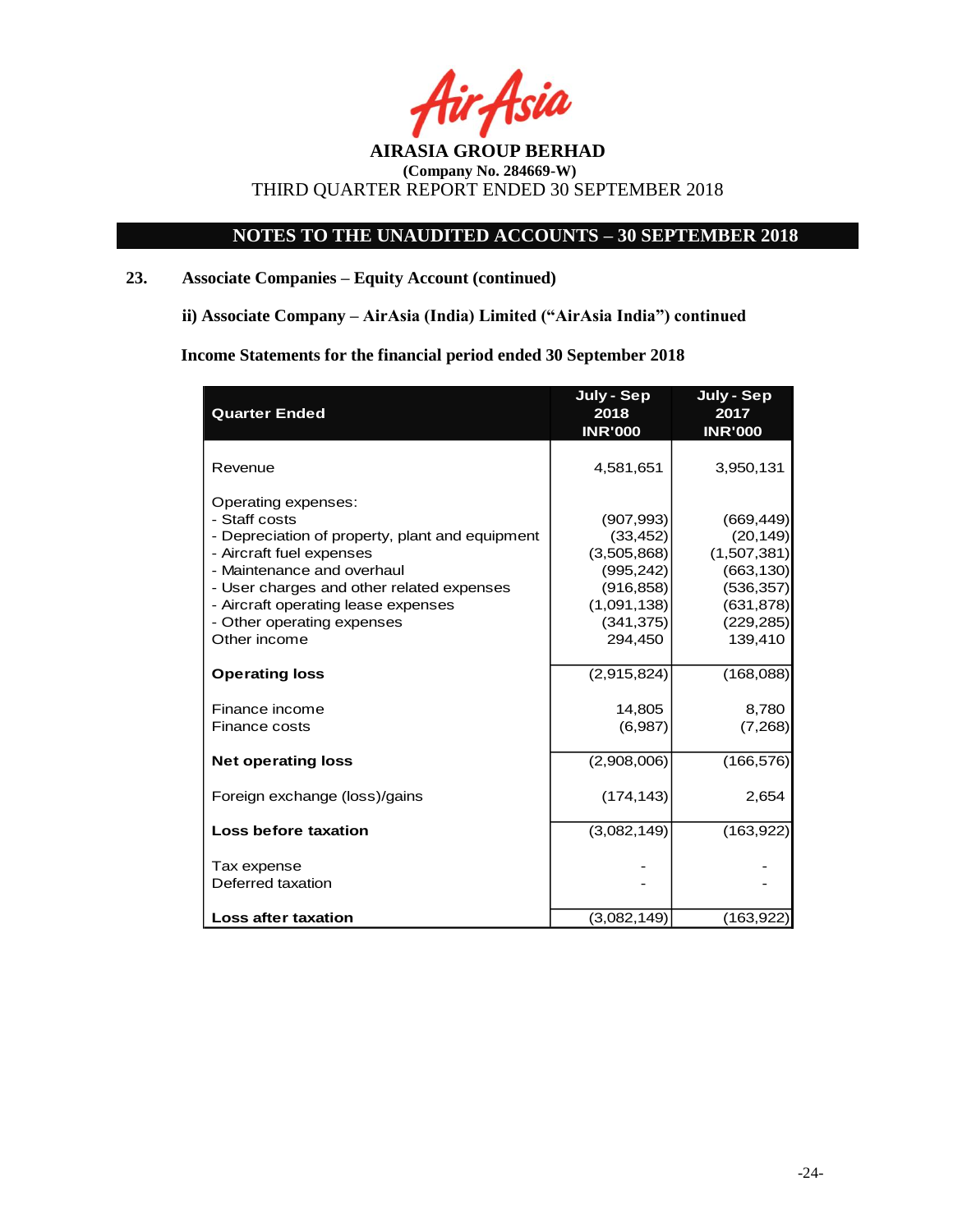**AIRASIA GROUP BERHAD**
**(Company No. 284669-W)**
THIRD QUARTER REPORT ENDED 30 SEPTEMBER 2018

## NOTES TO THE UNAUDITED ACCOUNTS – 30 SEPTEMBER 2018

### 23. Associate Companies – Equity Account (continued)

**ii) Associate Company – AirAsia (India) Limited ("AirAsia India") continued**

**Income Statements for the financial period ended 30 September 2018**

| Quarter Ended | July - Sep 2018 INR'000 | July - Sep 2017 INR'000 |
|---|---|---|
| Revenue | 4,581,651 | 3,950,131 |
| Operating expenses: | | |
| - Staff costs | (907,993) | (669,449) |
| - Depreciation of property, plant and equipment | (33,452) | (20,149) |
| - Aircraft fuel expenses | (3,505,868) | (1,507,381) |
| - Maintenance and overhaul | (995,242) | (663,130) |
| - User charges and other related expenses | (916,858) | (536,357) |
| - Aircraft operating lease expenses | (1,091,138) | (631,878) |
| - Other operating expenses | (341,375) | (229,285) |
| Other income | 294,450 | 139,410 |
| **Operating loss** | (2,915,824) | (168,088) |
| Finance income | 14,805 | 8,780 |
| Finance costs | (6,987) | (7,268) |
| **Net operating loss** | (2,908,006) | (166,576) |
| Foreign exchange (loss)/gains | (174,143) | 2,654 |
| **Loss before taxation** | (3,082,149) | (163,922) |
| Tax expense | - | - |
| Deferred taxation | - | - |
| **Loss after taxation** | (3,082,149) | (163,922) |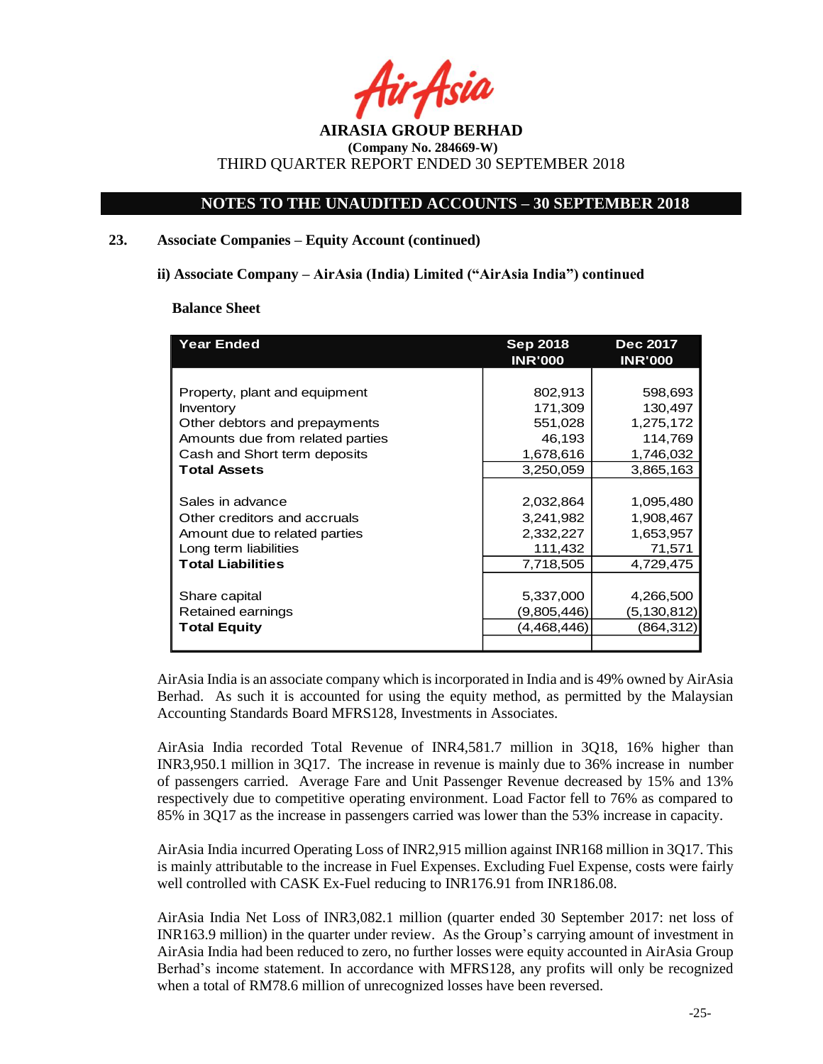## NOTES TO THE UNAUDITED ACCOUNTS – 30 SEPTEMBER 2018

### 23. Associate Companies – Equity Account (continued)

**ii) Associate Company – AirAsia (India) Limited ("AirAsia India") continued**

**Balance Sheet**

| Year Ended | Sep 2018 INR'000 | Dec 2017 INR'000 |
|---|---|---|
| Property, plant and equipment | 802,913 | 598,693 |
| Inventory | 171,309 | 130,497 |
| Other debtors and prepayments | 551,028 | 1,275,172 |
| Amounts due from related parties | 46,193 | 114,769 |
| Cash and Short term deposits | 1,678,616 | 1,746,032 |
| **Total Assets** | 3,250,059 | 3,865,163 |
| Sales in advance | 2,032,864 | 1,095,480 |
| Other creditors and accruals | 3,241,982 | 1,908,467 |
| Amount due to related parties | 2,332,227 | 1,653,957 |
| Long term liabilities | 111,432 | 71,571 |
| **Total Liabilities** | 7,718,505 | 4,729,475 |
| Share capital | 5,337,000 | 4,266,500 |
| Retained earnings | (9,805,446) | (5,130,812) |
| **Total Equity** | (4,468,446) | (864,312) |

AirAsia India is an associate company which is incorporated in India and is 49% owned by AirAsia Berhad. As such it is accounted for using the equity method, as permitted by the Malaysian Accounting Standards Board MFRS128, Investments in Associates.

AirAsia India recorded Total Revenue of INR4,581.7 million in 3Q18, 16% higher than INR3,950.1 million in 3Q17. The increase in revenue is mainly due to 36% increase in number of passengers carried. Average Fare and Unit Passenger Revenue decreased by 15% and 13% respectively due to competitive operating environment. Load Factor fell to 76% as compared to 85% in 3Q17 as the increase in passengers carried was lower than the 53% increase in capacity.

AirAsia India incurred Operating Loss of INR2,915 million against INR168 million in 3Q17. This is mainly attributable to the increase in Fuel Expenses. Excluding Fuel Expense, costs were fairly well controlled with CASK Ex-Fuel reducing to INR176.91 from INR186.08.

AirAsia India Net Loss of INR3,082.1 million (quarter ended 30 September 2017: net loss of INR163.9 million) in the quarter under review. As the Group's carrying amount of investment in AirAsia India had been reduced to zero, no further losses were equity accounted in AirAsia Group Berhad's income statement. In accordance with MFRS128, any profits will only be recognized when a total of RM78.6 million of unrecognized losses have been reversed.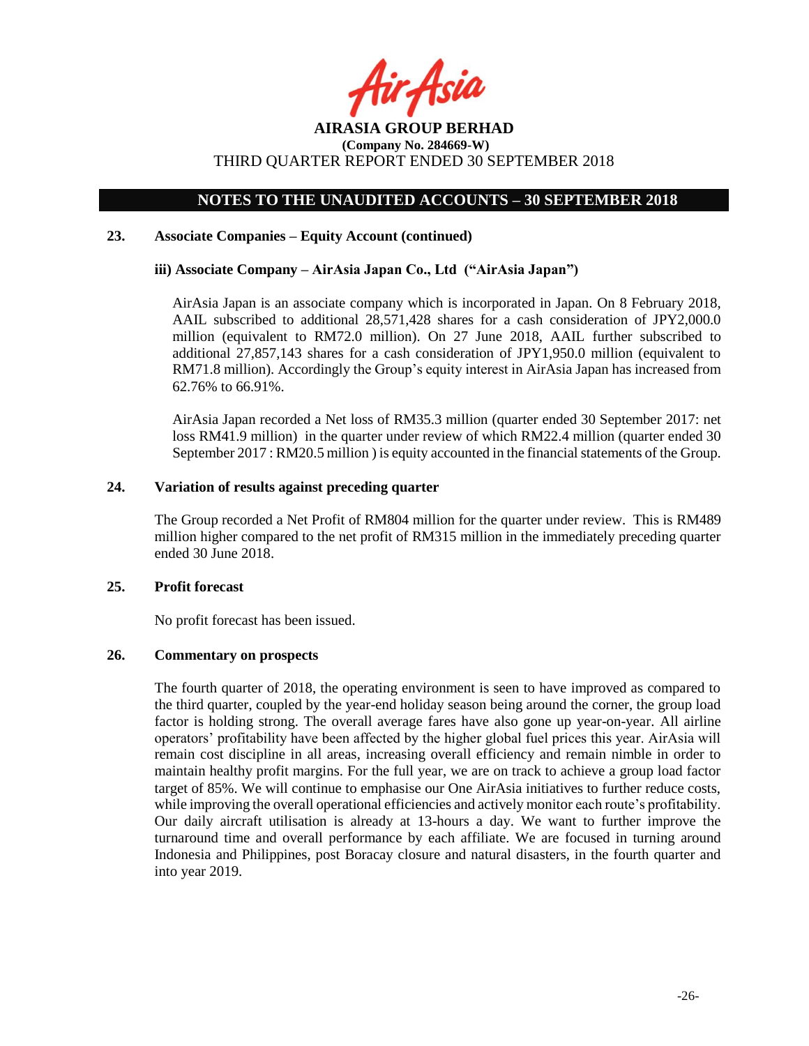## NOTES TO THE UNAUDITED ACCOUNTS – 30 SEPTEMBER 2018

### 23. Associate Companies – Equity Account (continued)

#### iii) Associate Company – AirAsia Japan Co., Ltd ("AirAsia Japan")

AirAsia Japan is an associate company which is incorporated in Japan. On 8 February 2018, AAIL subscribed to additional 28,571,428 shares for a cash consideration of JPY2,000.0 million (equivalent to RM72.0 million). On 27 June 2018, AAIL further subscribed to additional 27,857,143 shares for a cash consideration of JPY1,950.0 million (equivalent to RM71.8 million). Accordingly the Group's equity interest in AirAsia Japan has increased from 62.76% to 66.91%.

AirAsia Japan recorded a Net loss of RM35.3 million (quarter ended 30 September 2017: net loss RM41.9 million) in the quarter under review of which RM22.4 million (quarter ended 30 September 2017 : RM20.5 million ) is equity accounted in the financial statements of the Group.

### 24. Variation of results against preceding quarter

The Group recorded a Net Profit of RM804 million for the quarter under review. This is RM489 million higher compared to the net profit of RM315 million in the immediately preceding quarter ended 30 June 2018.

### 25. Profit forecast

No profit forecast has been issued.

### 26. Commentary on prospects

The fourth quarter of 2018, the operating environment is seen to have improved as compared to the third quarter, coupled by the year-end holiday season being around the corner, the group load factor is holding strong. The overall average fares have also gone up year-on-year. All airline operators' profitability have been affected by the higher global fuel prices this year. AirAsia will remain cost discipline in all areas, increasing overall efficiency and remain nimble in order to maintain healthy profit margins. For the full year, we are on track to achieve a group load factor target of 85%. We will continue to emphasise our One AirAsia initiatives to further reduce costs, while improving the overall operational efficiencies and actively monitor each route's profitability. Our daily aircraft utilisation is already at 13-hours a day. We want to further improve the turnaround time and overall performance by each affiliate. We are focused in turning around Indonesia and Philippines, post Boracay closure and natural disasters, in the fourth quarter and into year 2019.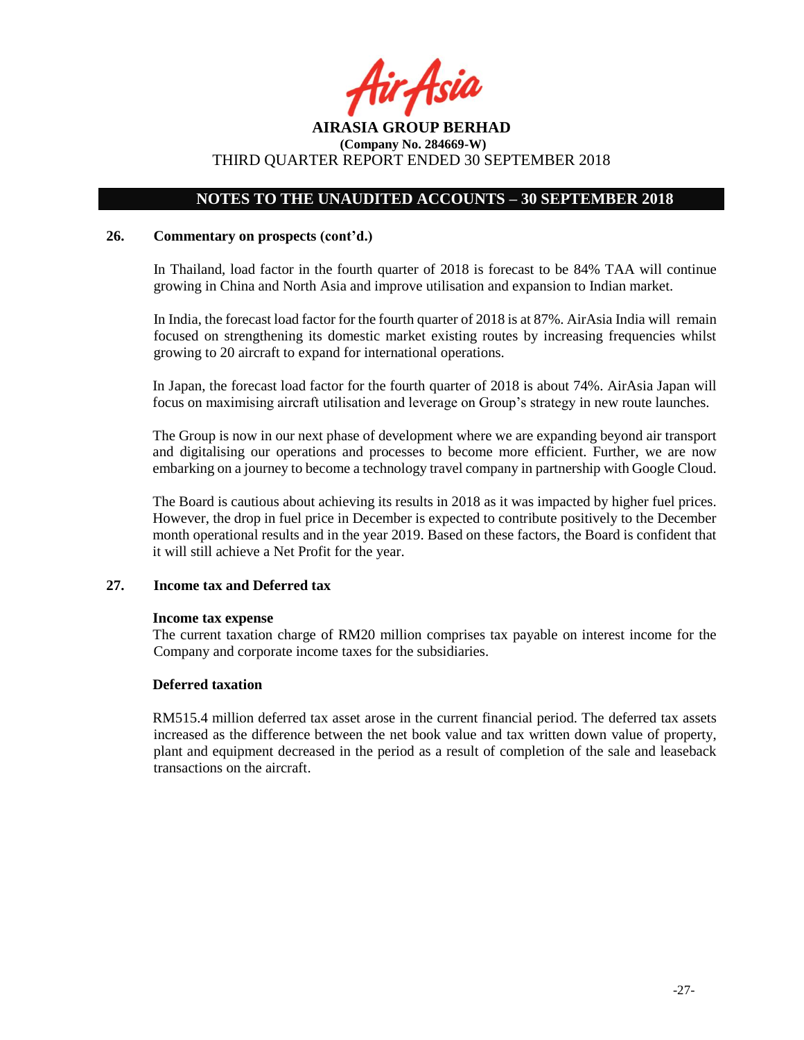## NOTES TO THE UNAUDITED ACCOUNTS – 30 SEPTEMBER 2018

### 26. Commentary on prospects (cont'd.)

In Thailand, load factor in the fourth quarter of 2018 is forecast to be 84% TAA will continue growing in China and North Asia and improve utilisation and expansion to Indian market.

In India, the forecast load factor for the fourth quarter of 2018 is at 87%. AirAsia India will remain focused on strengthening its domestic market existing routes by increasing frequencies whilst growing to 20 aircraft to expand for international operations.

In Japan, the forecast load factor for the fourth quarter of 2018 is about 74%. AirAsia Japan will focus on maximising aircraft utilisation and leverage on Group's strategy in new route launches.

The Group is now in our next phase of development where we are expanding beyond air transport and digitalising our operations and processes to become more efficient. Further, we are now embarking on a journey to become a technology travel company in partnership with Google Cloud.

The Board is cautious about achieving its results in 2018 as it was impacted by higher fuel prices. However, the drop in fuel price in December is expected to contribute positively to the December month operational results and in the year 2019. Based on these factors, the Board is confident that it will still achieve a Net Profit for the year.

### 27. Income tax and Deferred tax

**Income tax expense**

The current taxation charge of RM20 million comprises tax payable on interest income for the Company and corporate income taxes for the subsidiaries.

**Deferred taxation**

RM515.4 million deferred tax asset arose in the current financial period. The deferred tax assets increased as the difference between the net book value and tax written down value of property, plant and equipment decreased in the period as a result of completion of the sale and leaseback transactions on the aircraft.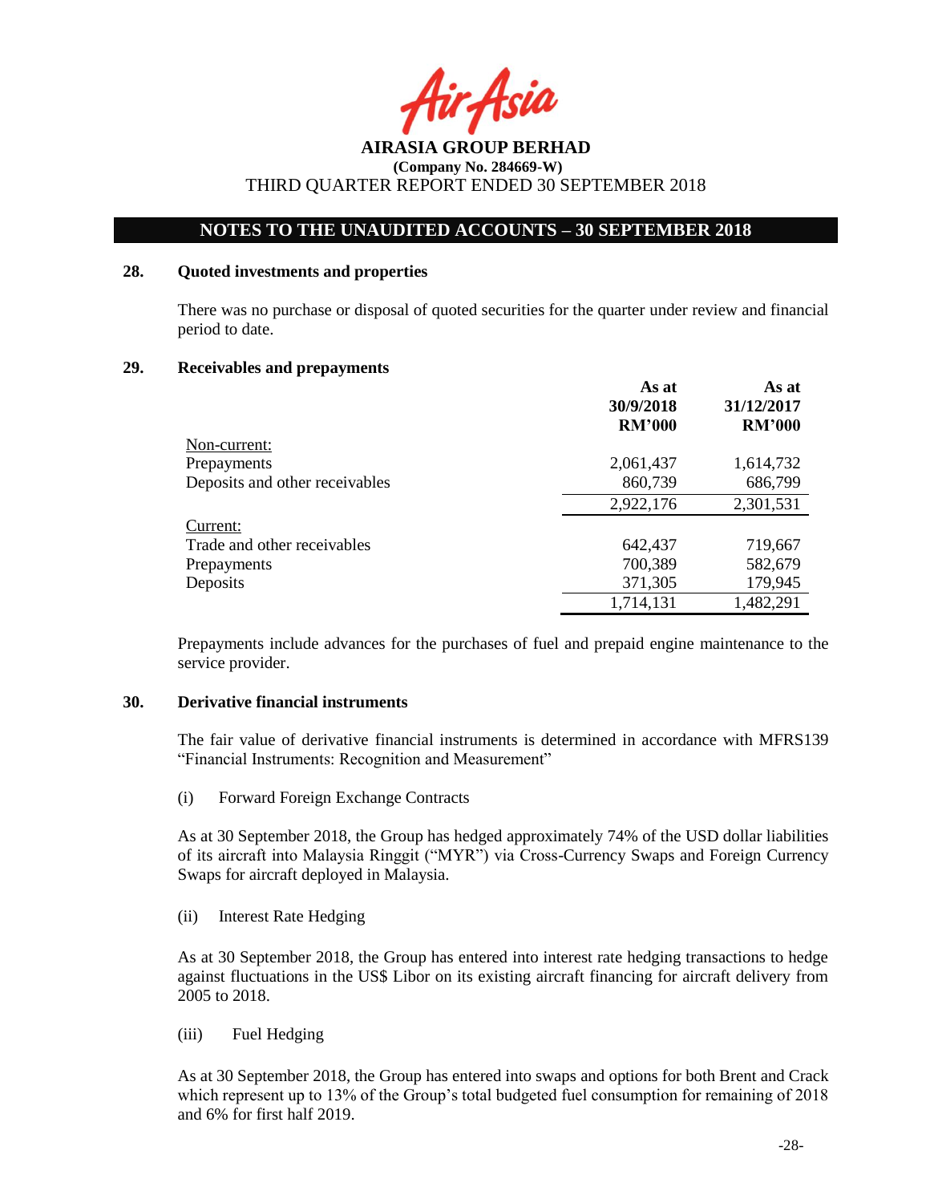## NOTES TO THE UNAUDITED ACCOUNTS – 30 SEPTEMBER 2018

### 28. Quoted investments and properties

There was no purchase or disposal of quoted securities for the quarter under review and financial period to date.

### 29. Receivables and prepayments

| | As at 30/9/2018 RM'000 | As at 31/12/2017 RM'000 |
|---|---|---|
| Non-current: | | |
| Prepayments | 2,061,437 | 1,614,732 |
| Deposits and other receivables | 860,739 | 686,799 |
| | 2,922,176 | 2,301,531 |
| Current: | | |
| Trade and other receivables | 642,437 | 719,667 |
| Prepayments | 700,389 | 582,679 |
| Deposits | 371,305 | 179,945 |
| | 1,714,131 | 1,482,291 |

Prepayments include advances for the purchases of fuel and prepaid engine maintenance to the service provider.

### 30. Derivative financial instruments

The fair value of derivative financial instruments is determined in accordance with MFRS139 "Financial Instruments: Recognition and Measurement"

(i) Forward Foreign Exchange Contracts

As at 30 September 2018, the Group has hedged approximately 74% of the USD dollar liabilities of its aircraft into Malaysia Ringgit ("MYR") via Cross-Currency Swaps and Foreign Currency Swaps for aircraft deployed in Malaysia.

(ii) Interest Rate Hedging

As at 30 September 2018, the Group has entered into interest rate hedging transactions to hedge against fluctuations in the US$ Libor on its existing aircraft financing for aircraft delivery from 2005 to 2018.

(iii) Fuel Hedging

As at 30 September 2018, the Group has entered into swaps and options for both Brent and Crack which represent up to 13% of the Group's total budgeted fuel consumption for remaining of 2018 and 6% for first half 2019.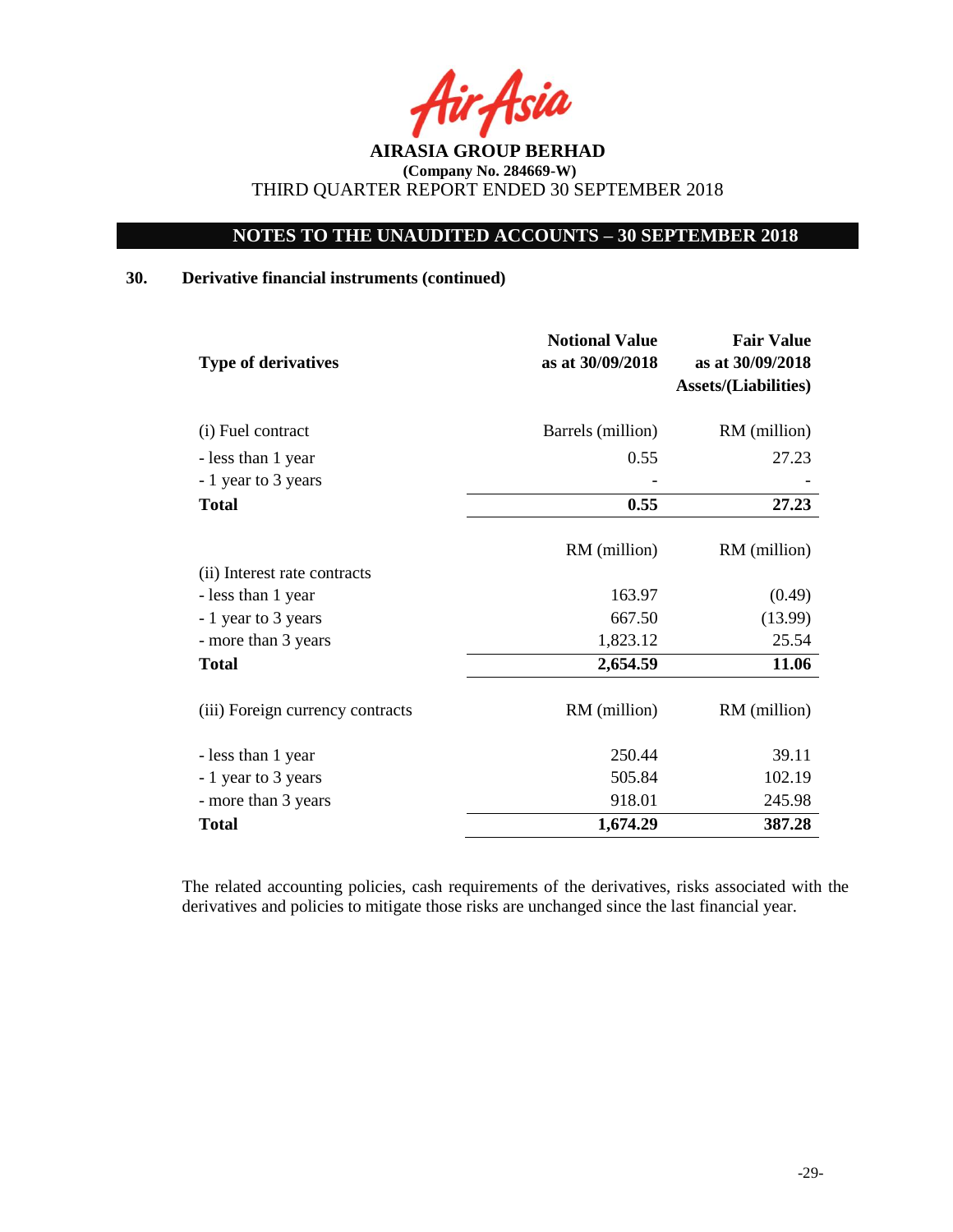**AIRASIA GROUP BERHAD**
**(Company No. 284669-W)**
THIRD QUARTER REPORT ENDED 30 SEPTEMBER 2018

## NOTES TO THE UNAUDITED ACCOUNTS – 30 SEPTEMBER 2018

### 30. Derivative financial instruments (continued)

| Type of derivatives | Notional Value as at 30/09/2018 | Fair Value as at 30/09/2018 Assets/(Liabilities) |
|---|---|---|
| (i) Fuel contract | Barrels (million) | RM (million) |
| - less than 1 year | 0.55 | 27.23 |
| - 1 year to 3 years | - | - |
| **Total** | **0.55** | **27.23** |
| | RM (million) | RM (million) |
| (ii) Interest rate contracts | | |
| - less than 1 year | 163.97 | (0.49) |
| - 1 year to 3 years | 667.50 | (13.99) |
| - more than 3 years | 1,823.12 | 25.54 |
| **Total** | **2,654.59** | **11.06** |
| (iii) Foreign currency contracts | RM (million) | RM (million) |
| - less than 1 year | 250.44 | 39.11 |
| - 1 year to 3 years | 505.84 | 102.19 |
| - more than 3 years | 918.01 | 245.98 |
| **Total** | **1,674.29** | **387.28** |

The related accounting policies, cash requirements of the derivatives, risks associated with the derivatives and policies to mitigate those risks are unchanged since the last financial year.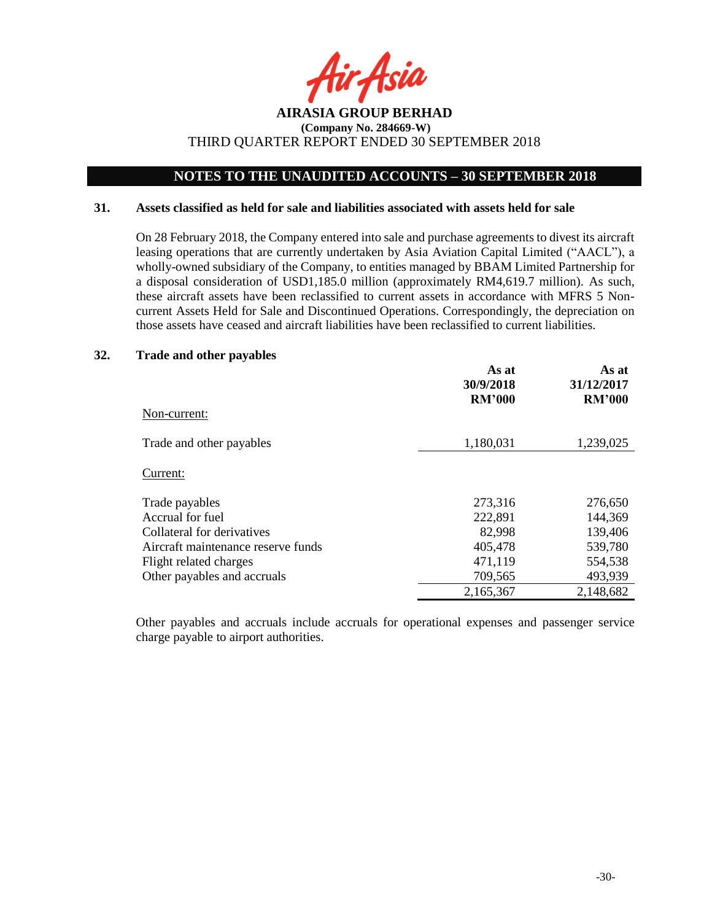## NOTES TO THE UNAUDITED ACCOUNTS – 30 SEPTEMBER 2018

### 31. Assets classified as held for sale and liabilities associated with assets held for sale

On 28 February 2018, the Company entered into sale and purchase agreements to divest its aircraft leasing operations that are currently undertaken by Asia Aviation Capital Limited ("AACL"), a wholly-owned subsidiary of the Company, to entities managed by BBAM Limited Partnership for a disposal consideration of USD1,185.0 million (approximately RM4,619.7 million). As such, these aircraft assets have been reclassified to current assets in accordance with MFRS 5 Non-current Assets Held for Sale and Discontinued Operations. Correspondingly, the depreciation on those assets have ceased and aircraft liabilities have been reclassified to current liabilities.

### 32. Trade and other payables

| | As at 30/9/2018 RM'000 | As at 31/12/2017 RM'000 |
|---|---|---|
| Non-current: | | |
| Trade and other payables | 1,180,031 | 1,239,025 |
| Current: | | |
| Trade payables | 273,316 | 276,650 |
| Accrual for fuel | 222,891 | 144,369 |
| Collateral for derivatives | 82,998 | 139,406 |
| Aircraft maintenance reserve funds | 405,478 | 539,780 |
| Flight related charges | 471,119 | 554,538 |
| Other payables and accruals | 709,565 | 493,939 |
| | 2,165,367 | 2,148,682 |

Other payables and accruals include accruals for operational expenses and passenger service charge payable to airport authorities.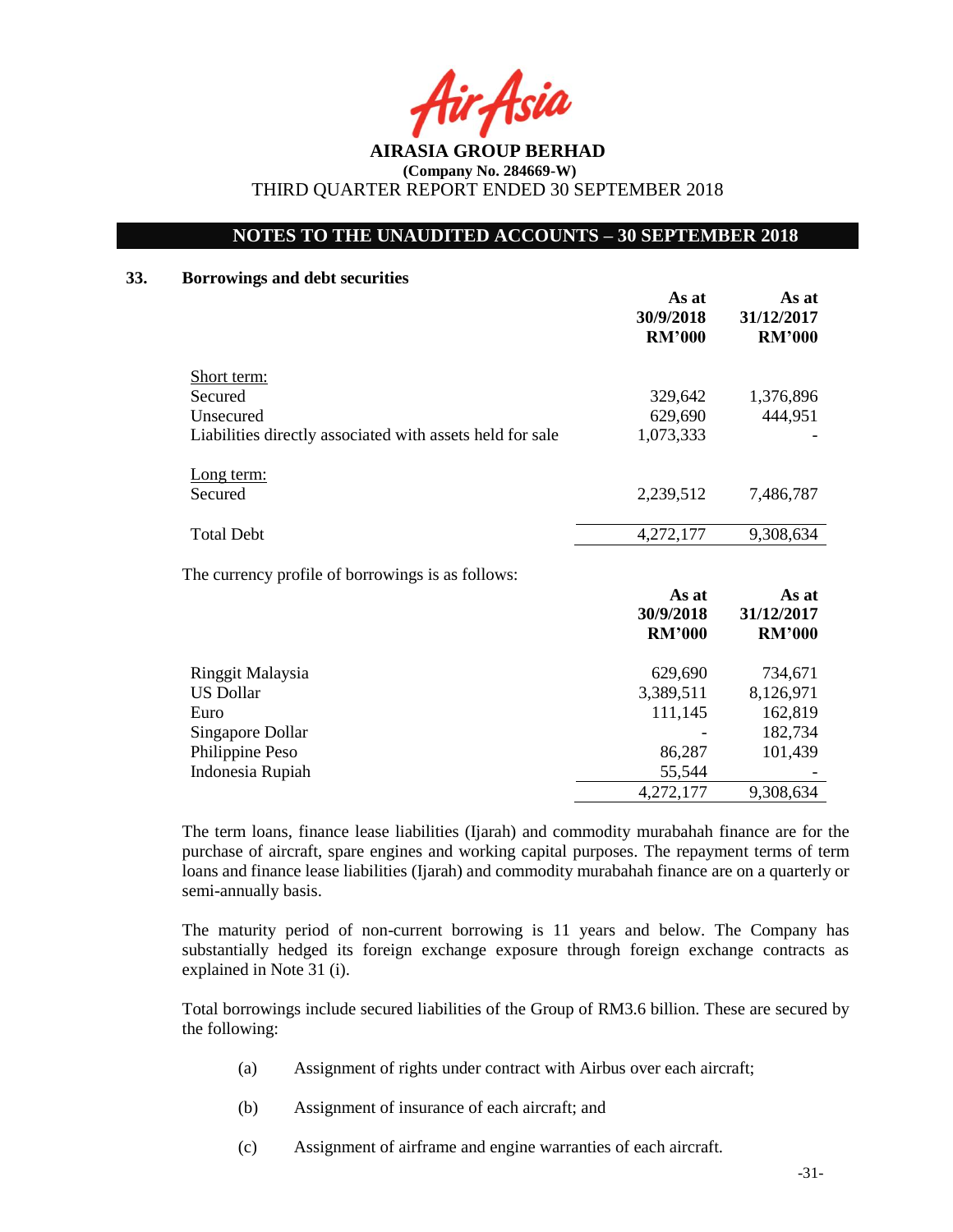## NOTES TO THE UNAUDITED ACCOUNTS – 30 SEPTEMBER 2018

### 33. Borrowings and debt securities

| | As at 30/9/2018 RM'000 | As at 31/12/2017 RM'000 |
|---|---|---|
| Short term: | | |
| Secured | 329,642 | 1,376,896 |
| Unsecured | 629,690 | 444,951 |
| Liabilities directly associated with assets held for sale | 1,073,333 | - |
| Long term: | | |
| Secured | 2,239,512 | 7,486,787 |
| Total Debt | 4,272,177 | 9,308,634 |

The currency profile of borrowings is as follows:

| | As at 30/9/2018 RM'000 | As at 31/12/2017 RM'000 |
|---|---|---|
| Ringgit Malaysia | 629,690 | 734,671 |
| US Dollar | 3,389,511 | 8,126,971 |
| Euro | 111,145 | 162,819 |
| Singapore Dollar | - | 182,734 |
| Philippine Peso | 86,287 | 101,439 |
| Indonesia Rupiah | 55,544 | - |
| | 4,272,177 | 9,308,634 |

The term loans, finance lease liabilities (Ijarah) and commodity murabahah finance are for the purchase of aircraft, spare engines and working capital purposes. The repayment terms of term loans and finance lease liabilities (Ijarah) and commodity murabahah finance are on a quarterly or semi-annually basis.

The maturity period of non-current borrowing is 11 years and below. The Company has substantially hedged its foreign exchange exposure through foreign exchange contracts as explained in Note 31 (i).

Total borrowings include secured liabilities of the Group of RM3.6 billion. These are secured by the following:

(a) Assignment of rights under contract with Airbus over each aircraft;

(b) Assignment of insurance of each aircraft; and

(c) Assignment of airframe and engine warranties of each aircraft.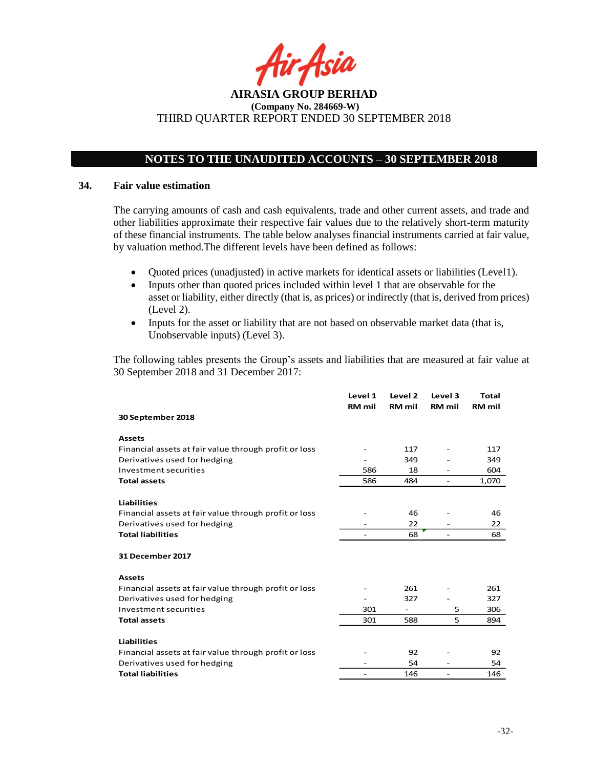## 34. Fair value estimation

The carrying amounts of cash and cash equivalents, trade and other current assets, and trade and other liabilities approximate their respective fair values due to the relatively short-term maturity of these financial instruments. The table below analyses financial instruments carried at fair value, by valuation method.The different levels have been defined as follows:

- Quoted prices (unadjusted) in active markets for identical assets or liabilities (Level1).
- Inputs other than quoted prices included within level 1 that are observable for the asset or liability, either directly (that is, as prices) or indirectly (that is, derived from prices) (Level 2).
- Inputs for the asset or liability that are not based on observable market data (that is, Unobservable inputs) (Level 3).

The following tables presents the Group's assets and liabilities that are measured at fair value at 30 September 2018 and 31 December 2017:

| | Level 1<br>RM mil | Level 2<br>RM mil | Level 3<br>RM mil | Total<br>RM mil |
|---|---|---|---|---|
| **30 September 2018** | | | | |
| **Assets** | | | | |
| Financial assets at fair value through profit or loss | - | 117 | - | 117 |
| Derivatives used for hedging | - | 349 | - | 349 |
| Investment securities | 586 | 18 | - | 604 |
| **Total assets** | 586 | 484 | - | 1,070 |
| **Liabilities** | | | | |
| Financial assets at fair value through profit or loss | - | 46 | - | 46 |
| Derivatives used for hedging | - | 22 | - | 22 |
| **Total liabilities** | - | 68 | - | 68 |
| **31 December 2017** | | | | |
| **Assets** | | | | |
| Financial assets at fair value through profit or loss | - | 261 | - | 261 |
| Derivatives used for hedging | - | 327 | - | 327 |
| Investment securities | 301 | - | 5 | 306 |
| **Total assets** | 301 | 588 | 5 | 894 |
| **Liabilities** | | | | |
| Financial assets at fair value through profit or loss | - | 92 | - | 92 |
| Derivatives used for hedging | - | 54 | - | 54 |
| **Total liabilities** | - | 146 | - | 146 |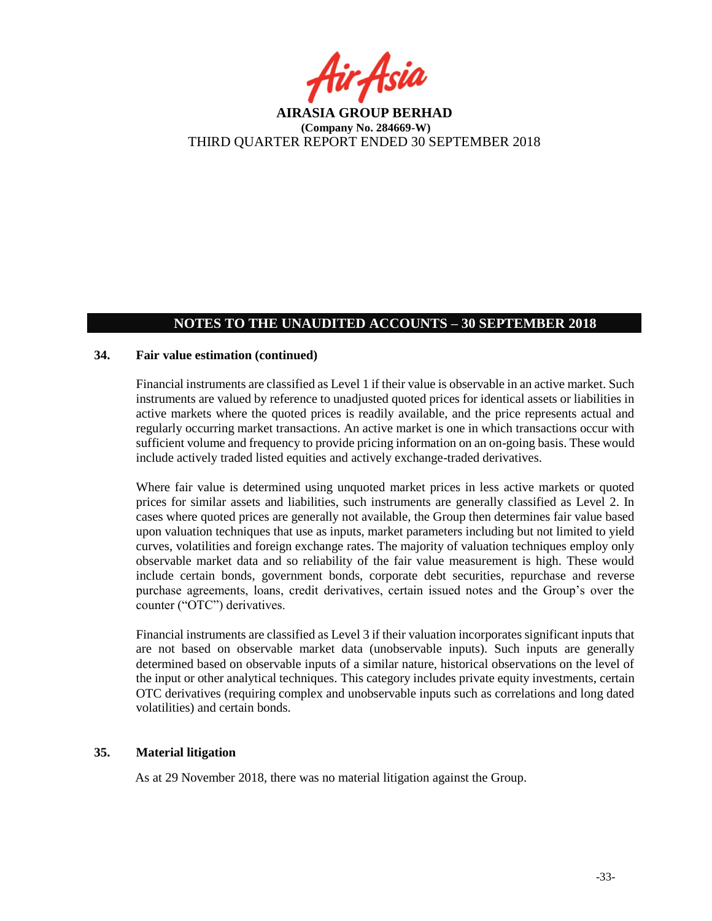## NOTES TO THE UNAUDITED ACCOUNTS – 30 SEPTEMBER 2018

### 34. Fair value estimation (continued)

Financial instruments are classified as Level 1 if their value is observable in an active market. Such instruments are valued by reference to unadjusted quoted prices for identical assets or liabilities in active markets where the quoted prices is readily available, and the price represents actual and regularly occurring market transactions. An active market is one in which transactions occur with sufficient volume and frequency to provide pricing information on an on-going basis. These would include actively traded listed equities and actively exchange-traded derivatives.

Where fair value is determined using unquoted market prices in less active markets or quoted prices for similar assets and liabilities, such instruments are generally classified as Level 2. In cases where quoted prices are generally not available, the Group then determines fair value based upon valuation techniques that use as inputs, market parameters including but not limited to yield curves, volatilities and foreign exchange rates. The majority of valuation techniques employ only observable market data and so reliability of the fair value measurement is high. These would include certain bonds, government bonds, corporate debt securities, repurchase and reverse purchase agreements, loans, credit derivatives, certain issued notes and the Group's over the counter ("OTC") derivatives.

Financial instruments are classified as Level 3 if their valuation incorporates significant inputs that are not based on observable market data (unobservable inputs). Such inputs are generally determined based on observable inputs of a similar nature, historical observations on the level of the input or other analytical techniques. This category includes private equity investments, certain OTC derivatives (requiring complex and unobservable inputs such as correlations and long dated volatilities) and certain bonds.

### 35. Material litigation

As at 29 November 2018, there was no material litigation against the Group.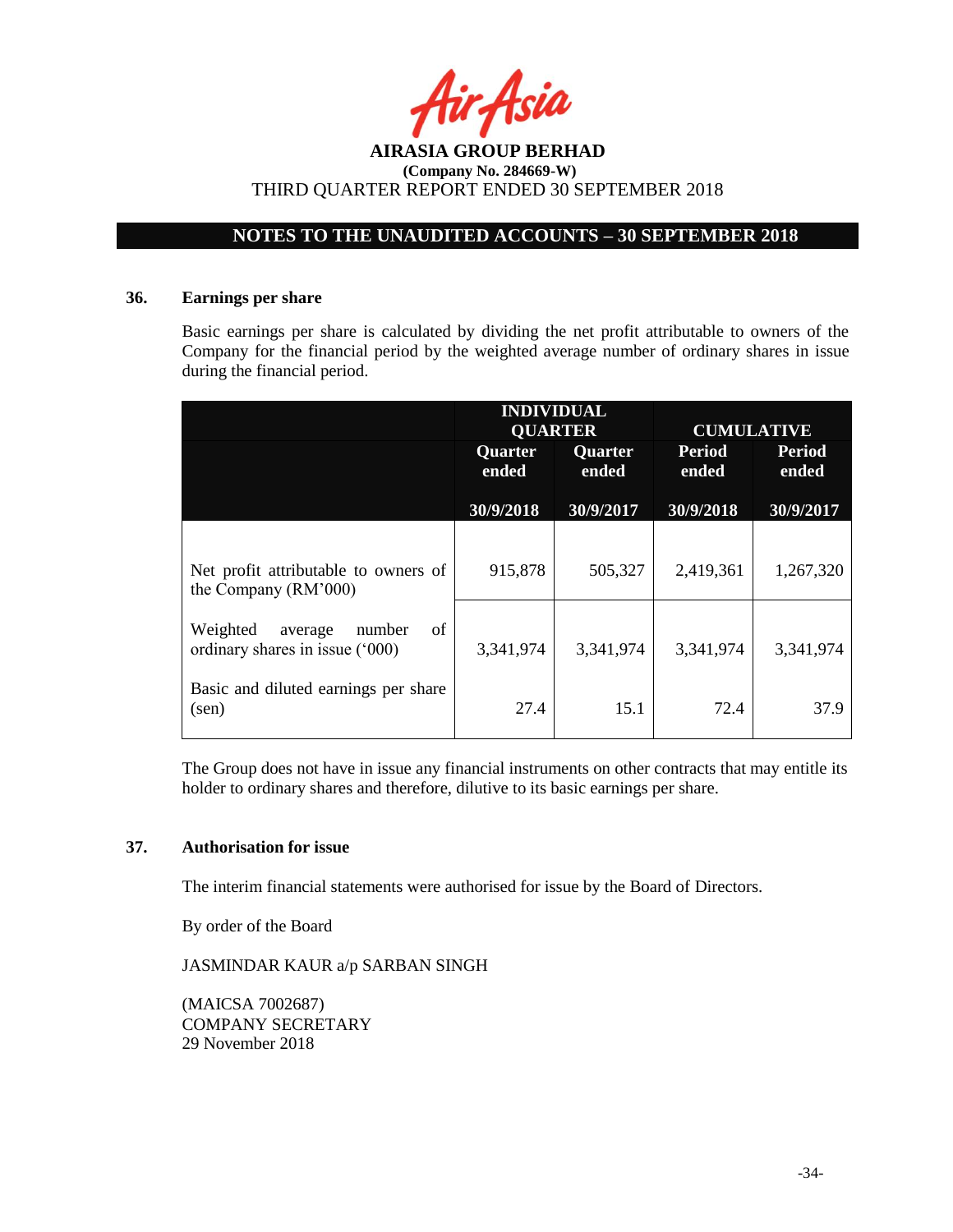## 36. Earnings per share

Basic earnings per share is calculated by dividing the net profit attributable to owners of the Company for the financial period by the weighted average number of ordinary shares in issue during the financial period.

| | INDIVIDUAL QUARTER | | CUMULATIVE | |
|---|---|---|---|---|
| | Quarter ended 30/9/2018 | Quarter ended 30/9/2017 | Period ended 30/9/2018 | Period ended 30/9/2017 |
| Net profit attributable to owners of the Company (RM'000) | 915,878 | 505,327 | 2,419,361 | 1,267,320 |
| Weighted average number of ordinary shares in issue ('000) | 3,341,974 | 3,341,974 | 3,341,974 | 3,341,974 |
| Basic and diluted earnings per share (sen) | 27.4 | 15.1 | 72.4 | 37.9 |

The Group does not have in issue any financial instruments on other contracts that may entitle its holder to ordinary shares and therefore, dilutive to its basic earnings per share.

## 37. Authorisation for issue

The interim financial statements were authorised for issue by the Board of Directors.

By order of the Board

JASMINDAR KAUR a/p SARBAN SINGH

(MAICSA 7002687)
COMPANY SECRETARY
29 November 2018